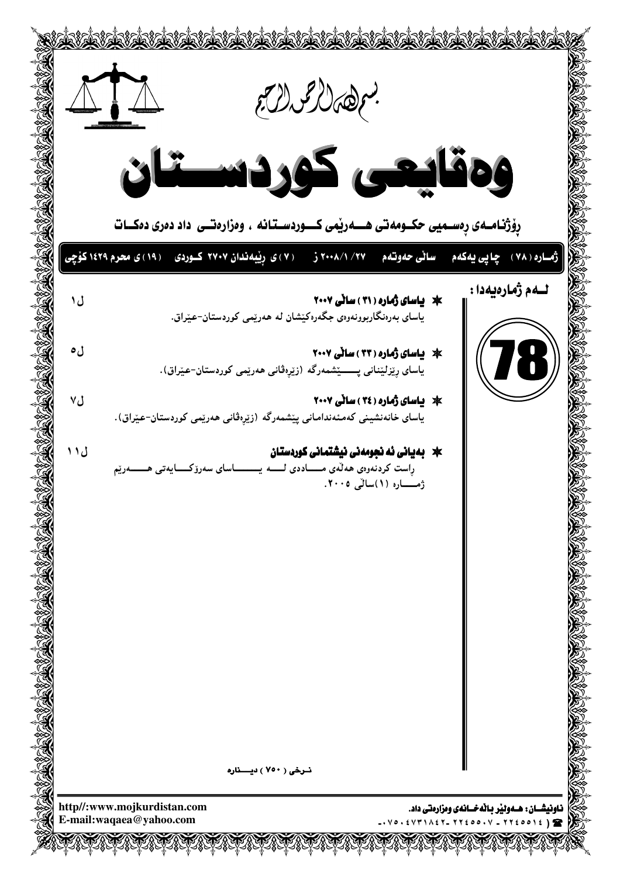بسم الله الرحمن الرحيم

# وەقایعی کوردستان

**ڕۆژنامەی ڕەسمیی حکومەتی هەرێمی کوردستانە ، وەزارەتی داد دەری دەکات**

**ژمارە (٧٨) چاپی یەکەم ساڵی حەوتەم ٢٠٠٨/١/٢٧ ز (٧)ی ڕێبەندان ٢٧٠٧ کوردی (١٩)ی محرم ١٤٢٩ کۆچی**

**لەم ژمارەیەدا :**

**78**

| | |
|---|---|
| ✱ **یاسای ژمارە (٣١) ساڵی ٢٠٠٧**<br>یاسای بەرەنگاربوونەوەی جگەرەکێشان لە هەرێمی کوردستان-عێراق. | ل١ |
| ✱ **یاسای ژمارە (٣٣) ساڵی ٢٠٠٧**<br>یاسای ڕێزلێنانی پێشمەرگە (زێرەڤانی هەرێمی کوردستان-عێراق). | ل٥ |
| ✱ **یاسای ژمارە (٣٤) ساڵی ٢٠٠٧**<br>یاسای خانەنشینی کەمئەندامانی پێشمەرگە (زێرەڤانی هەرێمی کوردستان-عێراق). | ل٧ |
| ✱ **بەیانی ئەنجومەنی نیشتمانی کوردستان**<br>ڕاست کردنەوەی هەڵەی ماددی لە یاسای سەرۆکایەتی هەرێم ژمارە (١)ساڵی ٢٠٠٥. | ل١١ |

نرخی (٧٥٠) دینارە

http//:www.mojkurdistan.com
E-mail:waqaea@yahoo.com

**ناونیشان: هەولێر باڵەخانەی وەزارەتی داد.**
☎ (٢٢٤٥٥١٤ - ٢٢٤٥٥٠٧ - ٠٧٥٠٤٧٣١٨٤٢)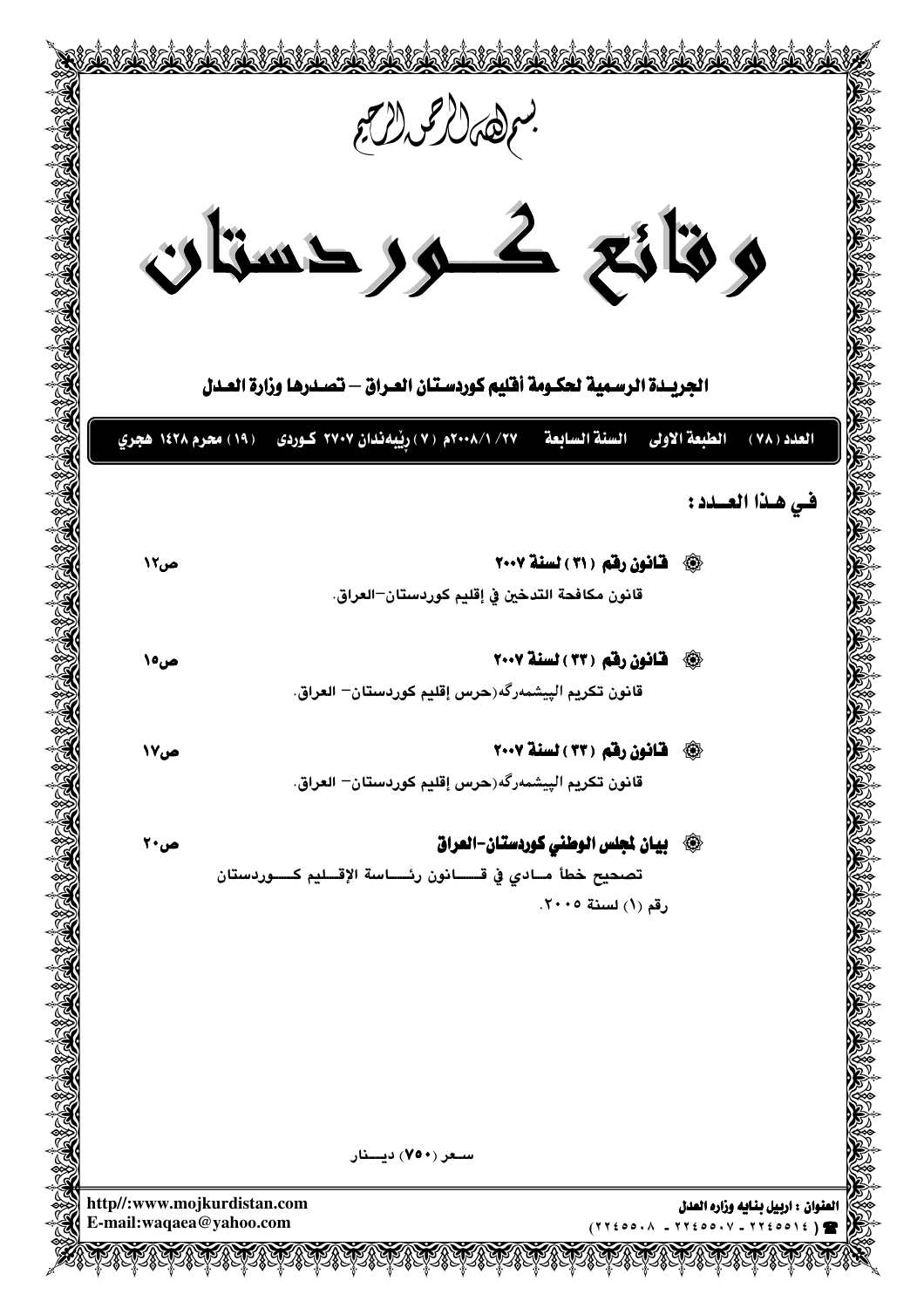بسم الله الرحمن الرحيم

# وقائع كوردستان

**الجريـدة الرسمية لحكومة أقليم كوردستان العـراق – تصـدرها وزارة العـدل**

**العدد (٧٨)　الطبعة الاولى　السنة السابعة　٢٧/١/٢٠٠٨م (٧) ڕێبەندان ٢٧٠٧ كـوردى　(١٩) محرم ١٤٢٨ هجري**

## فـي هـذا العــدد:

- **قـانون رقـم (٣١) لسنة ٢٠٠٧**　ص١٢
  قانون مكافحة التدخين في إقليم كوردستان–العراق.

- **قـانون رقـم (٣٣) لسنة ٢٠٠٧**　ص١٥
  قانون تكريم البيشمەرگە(حرس إقليم كوردستان– العراق.

- **قـانون رقـم (٣٣) لسنة ٢٠٠٧**　ص١٧
  قانون تكريم البيشمەرگە(حرس إقليم كوردستان– العراق.

- **بيان لمجلس الوطني كوردستان–العراق**　ص٢٠
  تصحيح خطأ مـادي في قـانون رئـاسة الإقـليم كـوردستان رقم (١) لسنة ٢٠٠٥.

سـعر (٧٥٠) ديـنار

http//:www.mojkurdistan.com
E-mail:waqaea@yahoo.com

**العنوان : اربيل بنايه وزاره العدل**
☎ (٢٢٤٥٥١٤ - ٢٢٤٥٥٠٧ - ٢٢٤٥٥٠٨)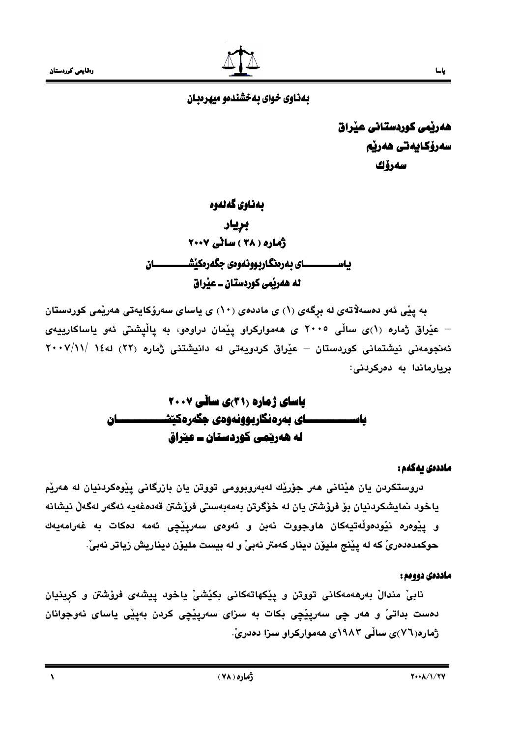بەناوی خوای بەخشندەو میهرەبان

**هەرێمی کوردستانی عێراق**
**سەرۆکایەتی هەرێم**
**سەرۆك**

## بەناوی گەلەوە
## بڕیار
## ژمارە ( ٣٨ ) ساڵی ٢٠٠٧
## یاســــــــای بەرەنگاربوونەوەی جگەرەکێشــــــــــان
## لە هەرێمی کوردستان ـ عێراق

بە پێی ئەو دەسەڵاتەی لە بڕگەی (١) ی ماددەی (١٠) ی یاسای سەرۆکایەتی هەرێمی کوردستان – عێراق ژمارە (١)ی ساڵی ٢٠٠٥ ی هەموارکراو پێمان دراوەو، بە پاڵپشتی ئەو یاساکارییەی ئەنجومەنی نیشتمانی کوردستان – عێراق کردویەتی لە دانیشتنی ژمارە (٢٢) لە١٤ /٢٠٠٧/١١ بڕیارماندا بە دەرکردنی:

## یاسای ژمارە (٣١)ی ساڵی ٢٠٠٧
## یاســــــــــای بەرەنگاربوونەوەی جگەرەکێشــــــــــــان
## لە هەرێمی کوردستان ـ عێراق

**ماددەی یەکەم:**

دروستکردن یان هێنانی هەر جۆرێك لەبەروبوومی تووتن یان بازرگانی پێوەکردنیان لە هەرێم یاخود نمایشکردنیان بۆ فرۆشتن یان لە خۆگرتن بەمەبەستی فرۆشتن قەدەغەیە ئەگەر لەگەڵ نیشانە و پێوەرە نێودەوڵەتیەکان هاوجووت نەبن و ئەوەی سەرپێچی ئەمە دەکات بە غەرامەیەك حوکمدەدەرێ کە لە پێنج ملیۆن دینار کەمتر نەبێ و لە بیست ملیۆن دیناریش زیاتر نەبێ.

**ماددەی دووەم:**

نابێ منداڵ بەرهەمەکانی تووتن و پێکهاتەکانی بکێشێ یاخود پیشەی فرۆشتن و کڕینیان دەست بداتێ و هەر چی سەرپێچی بکات بە سزای سەرپێچی کردن بەپێی یاسای نەوجوانان ژمارە(٧٦)ی ساڵی ١٩٨٣ی هەموارکراو سزا دەدرێ.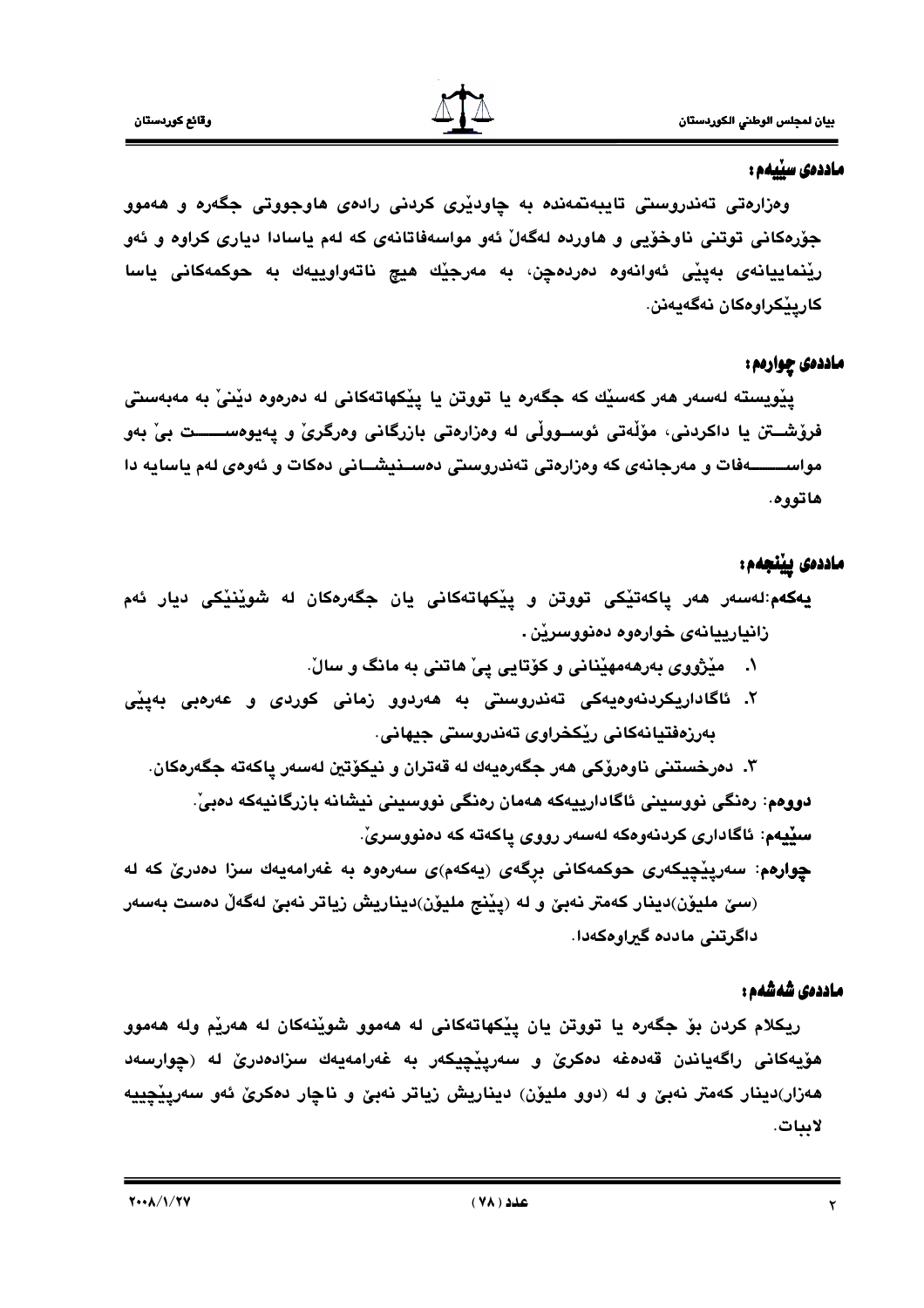## ماددەی سێیەم:

وەزارەتی تەندروستی تایبەتمەندە بە چاودێری کردنی رادەی هاوجووتی جگەرە و هەموو جۆرەکانی توتنی ناوخۆیی و هاوردە لەگەڵ ئەو مواسەفاتانەی کە لەم یاسادا دیاری کراوە و ئەو رێنماییانەی بەپێی ئەوانەوە دەردەچن، بە مەرجێك هیچ ناتەواوییەك بە حوکمەکانی یاسا کارپێکراوەکان نەگەیەنن.

## ماددەی چوارەم:

پێویستە لەسەر هەر کەسێك کە جگەرە یا تووتن یا پێکهاتەکانی لە دەرەوە دێنێ بە مەبەستی فرۆشتن یا داکردنی، مۆڵەتی ئوسوولی لە وەزارەتی بازرگانی وەرگرێ و پەیوەست بێ بەو مواسەفات و مەرجانەی کە وەزارەتی تەندروستی دەسنیشانی دەکات و ئەوەی لەم یاسایە دا هاتووە.

## ماددەی پێنجەم:

**یەکەم:** لەسەر هەر پاکەتێکی تووتن و پێکهاتەکانی یان جگەرەکان لە شوێنێکی دیار ئەم زانیارییانەی خوارەوە دەنووسرێن.

١. مێژووی بەرهەمهێنانی و کۆتایی پێ هاتنی بە مانگ و ساڵ.
٢. ئاگاداریکردنەوەیەکی تەندروستی بە هەردوو زمانی کوردی و عەرەبی بەپێی بەرزەفتیانەکانی رێکخراوی تەندروستی جیهانی.
٣. دەرخستنی ناوەرۆکی هەر جگەرەیەك لە قەتران و نیکۆتین لەسەر پاکەتە جگەرەکان.

**دووەم:** رەنگی نووسینی ئاگادارییەکە هەمان رەنگی نووسینی نیشانە بازرگانیەکە دەبێ.

**سێیەم:** ئاگاداری کردنەوەکە لەسەر رووی پاکەتە کە دەنووسرێ.

**چوارەم:** سەرپێچیکەری حوکمەکانی برگەی (یەکەم)ی سەرەوە بە غەرامەیەك سزا دەدرێ کە لە (سێ ملیۆن)دینار کەمتر نەبێ و لە (پێنج ملیۆن)دیناریش زیاتر نەبێ لەگەڵ دەست بەسەر داگرتنی ماددە گیراوەکەدا.

## ماددەی شەشەم:

ریکلام کردن بۆ جگەرە یا تووتن یان پێکهاتەکانی لە هەموو شوێنەکان لە هەرێم ولە هەموو هۆیەکانی راگەیاندن قەدەغە دەکرێ و سەرپێچیکەر بە غەرامەیەك سزادەدرێ لە (چوارسەد هەزار)دینار کەمتر نەبێ و لە (دوو ملیۆن) دیناریش زیاتر نەبێ و ناچار دەکرێ ئەو سەرپێچییە لاببات.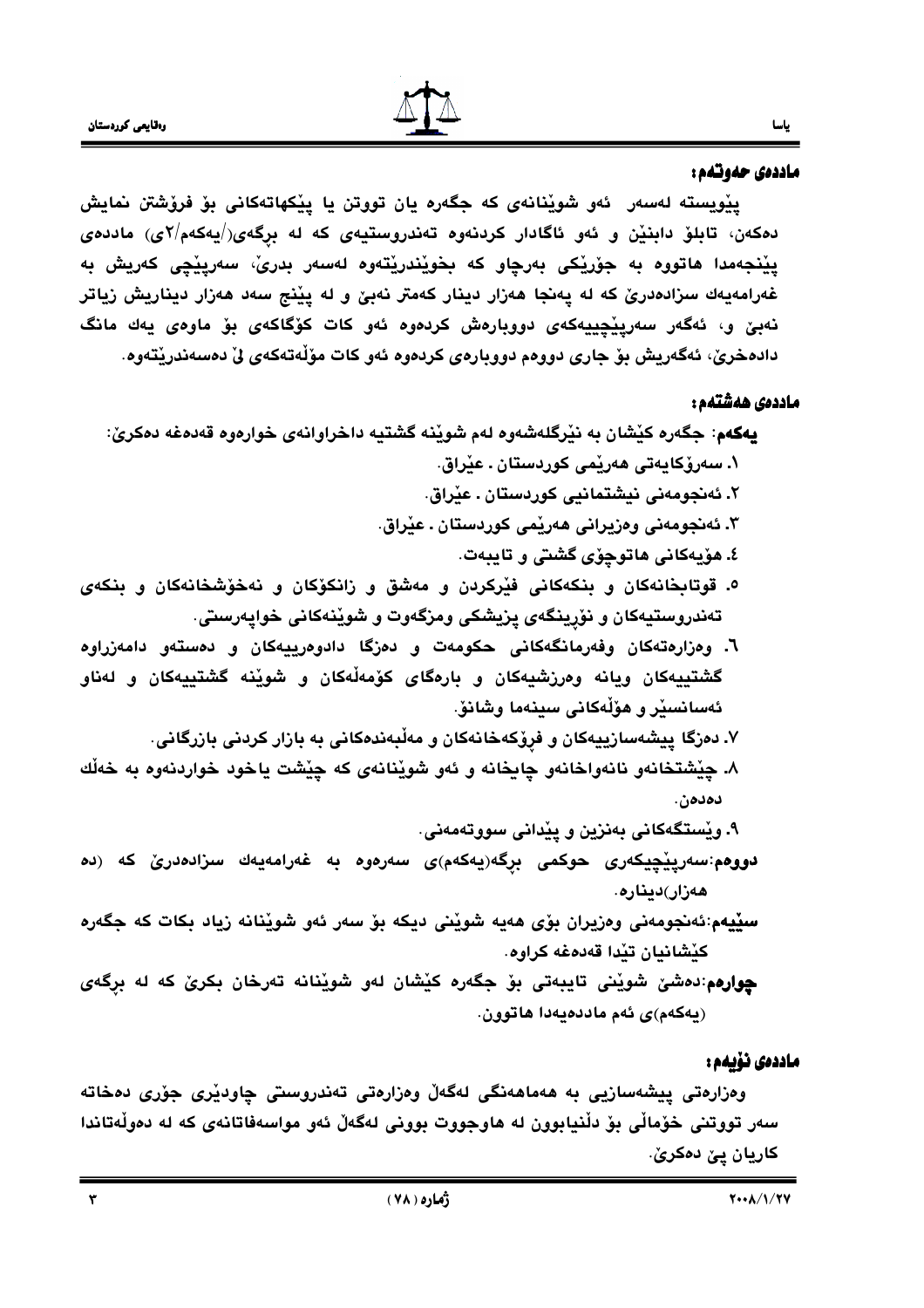## ماددەی حەوتەم:

پێویستە لەسەر ئەو شوێنانەی کە جگەرە یان تووتن یا پێکهاتەکانی بۆ فرۆشتن نمایش دەکەن، تابلۆ دابنێن و ئەو ئاگادار کردنەوە تەندروستیەی کە لە برگەی(/یەکەم/٢ی) ماددەی پێنجەمدا هاتووە بە جۆرێکی بەرچاو کە بخوێندرێتەوە لەسەر بدرێ، سەرپێچی کەریش بە غەرامەیەك سزادەدرێ کە لە پەنجا هەزار دینار کەمتر نەبێ و لە پێنج سەد هەزار دیناریش زیاتر نەبێ و، ئەگەر سەرپێچییەکەی دووبارەش کردەوە ئەو کات کۆگاکەی بۆ ماوەی یەك مانگ دادەخرێ، ئەگەریش بۆ جاری دووەم دووبارەی کردەوە ئەو کات مۆڵەتەکەی لێ دەسەندرێتەوە.

## ماددەی هەشتەم:

**یەکەم**: جگەرە کێشان بە نێرگلەشەوە لەم شوێنە گشتیە داخراوانەی خوارەوە قەدەغە دەکرێ:

١. سەرۆکایەتی هەرێمی کوردستان ـ عێراق.
٢. ئەنجومەنی نیشتمانیی کوردستان ـ عێراق.
٣. ئەنجومەنی وەزیرانی هەرێمی کوردستان ـ عێراق.
٤. هۆیەکانی هاتوچۆی گشتی و تایبەت.
٥. قوتابخانەکان و بنکەکانی فێرکردن و مەشق و زانکۆکان و نەخۆشخانەکان و بنکەی تەندروستیەکان و نۆرینگەی پزیشکی ومزگەوت و شوێنەکانی خواپەرستی.
٦. وەزارەتەکان وفەرمانگەکانی حکومەت و دەزگا دادوەرییەکان و دەستەو دامەزراوە گشتییەکان ویانە وەرزشیەکان و بارەگای کۆمەڵەکان و شوێنە گشتییەکان و لەناو ئەسانسێر و هۆڵەکانی سینەما وشانۆ.
٧. دەزگا پیشەسازییەکان و فرۆکەخانەکان و مەڵبەندەکانی بە بازار کردنی بازرگانی.
٨. چێشتخانەو نانەواخانەو چایخانە و ئەو شوێنانەی کە چێشت یاخود خواردنەوە بە خەڵك دەدەن.
٩. وێستگەکانی بەنزین و پێدانی سووتەمەنی.

**دووەم**:سەرپێچیکەری حوکمی برگە(یەکەم)ی سەرەوە بە غەرامەیەك سزادەدرێ کە (دە هەزار)دینارە.

**سێیەم**:ئەنجومەنی وەزیران بۆی هەیە شوێنی دیکە بۆ سەر ئەو شوێنانە زیاد بکات کە جگەرە کێشانیان تێدا قەدەغە کراوە.

**چوارەم**:دەشێ شوێنی تایبەتی بۆ جگەرە کێشان لەو شوێنانە تەرخان بکرێ کە لە برگەی (یەکەم)ی ئەم ماددەیەدا هاتوون.

## ماددەی نۆیەم:

وەزارەتی پیشەسازیی بە هەماهەنگی لەگەڵ وەزارەتی تەندروستی چاودێری جۆری دەخاتە سەر تووتنی خۆماڵی بۆ دڵنیابوون لە هاوجووت بوونی لەگەڵ ئەو مواسەفاتانەی کە لە دەوڵەتاندا کاریان پێ دەکرێ.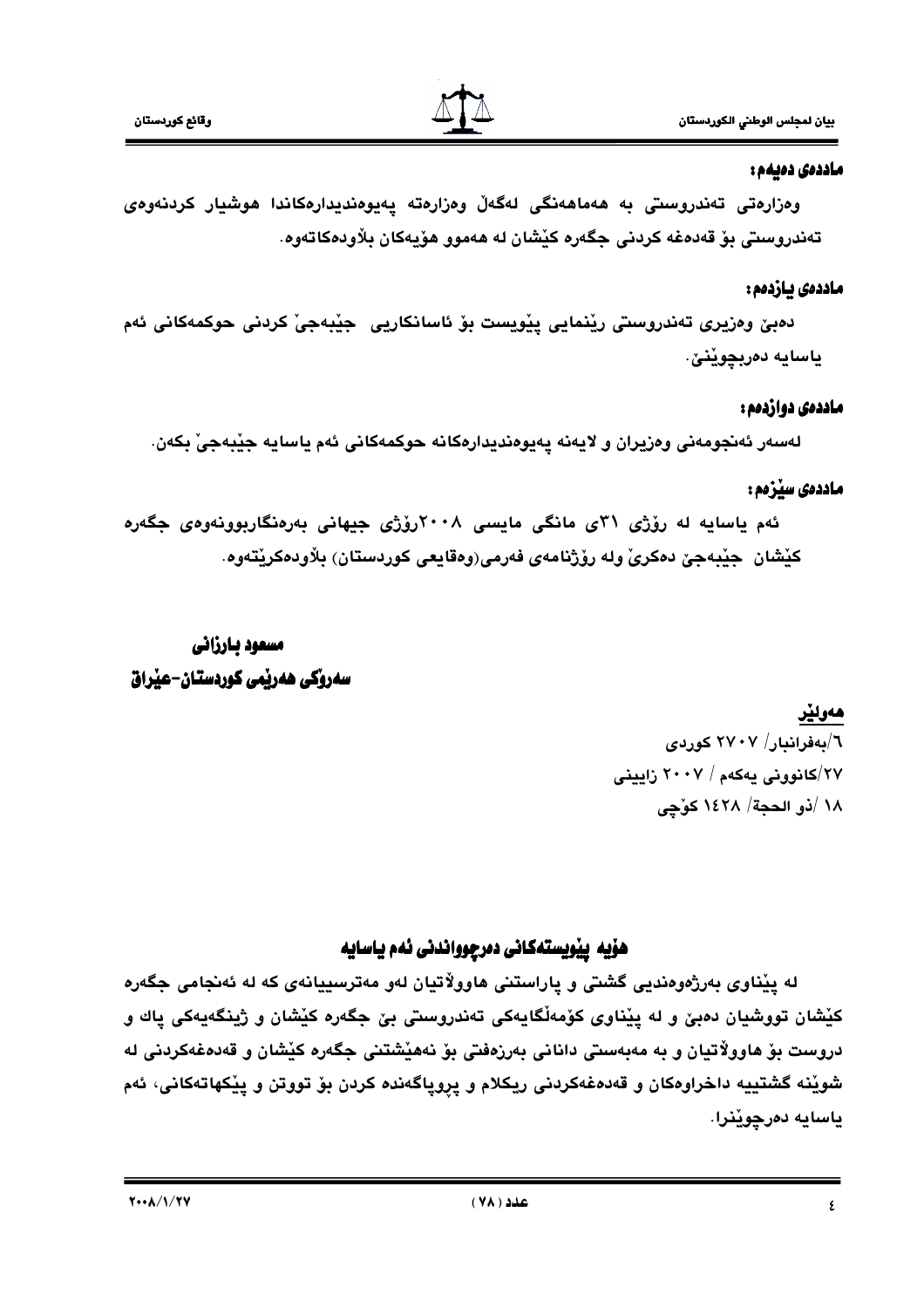**ماددەی دەیەم:**

وەزارەتی تەندروستی بە هەماهەنگی لەگەڵ وەزارەتە پەیوەندیدارەکاندا هوشیار کردنەوەی تەندروستی بۆ قەدەغە کردنی جگەرە کێشان لە هەموو هۆیەکان بڵاودەکاتەوە.

**ماددەی یازدەم:**

دەبێ وەزیری تەندروستی رێنمایی پێویست بۆ ئاسانکاریی جێبەجێ کردنی حوکمەکانی ئەم یاسایە دەربچوێنێ.

**ماددەی دوازدەم:**

لەسەر ئەنجومەنی وەزیران و لایەنە پەیوەندیدارەکانە حوکمەکانی ئەم یاسایە جێبەجێ بکەن.

**ماددەی سێزدەم:**

ئەم یاسایە لە رۆژی ٣١ی مانگی مایسی ٢٠٠٨رۆژی جیهانی بەرەنگاربوونەوەی جگەرە کێشان جێبەجێ دەکرێ ولە رۆژنامەی فەرمی(وەقایعی کوردستان) بڵاودەکرێتەوە.

**مسعود بارزانی**

**سەرۆکی هەرێمی کوردستان-عێراق**

**هەولێر**

٦/بەفرانبار/ ٢٧٠٧ کوردی

٢٧/کانوونی یەکەم / ٢٠٠٧ زایینی

١٨ /ذو الحجة/ ١٤٢٨ کۆچی

## هۆیە پێویستەکانی دەرچوواندنی ئەم یاسایە

لە پێناوی بەرژەوەندیی گشتی و پاراستنی هاووڵاتیان لەو مەترسییانەی کە لە ئەنجامی جگەرە کێشان تووشیان دەبێ و لە پێناوی کۆمەڵگایەکی تەندروستی بێ جگەرە کێشان و ژینگەیەکی پاك و دروست بۆ هاووڵاتیان و بە مەبەستی دانانی بەرزەفتی بۆ نەهێشتنی جگەرە کێشان و قەدەغەکردنی لە شوێنە گشتییە داخراوەکان و قەدەغەکردنی ریکلام و پروپاگەندە کردن بۆ توتن و پێکهاتەکانی، ئەم یاسایە دەرچوێنرا.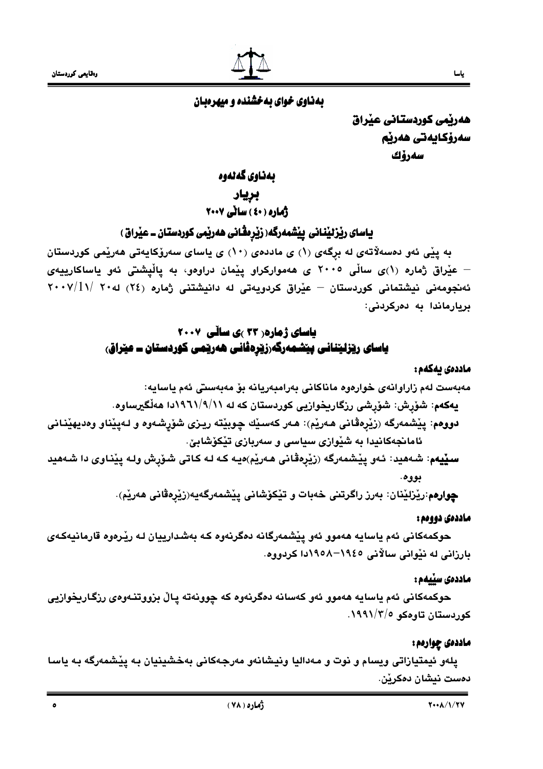بەناوی خوای بەخشندە و میهرەبان

**هەرێمی کوردستانی عێراق**
**سەرۆکایەتی هەرێم**
**سەرۆك**

## بەناوی گەلەوە

## بریار

### ژمارە ( ٤٠ ) ساڵی ٢٠٠٧

### یاسای ڕێزلێنانی پێشمەرگە(زێرەڤانی هەرێمی کوردستان ـ عێراق )

بە پێی ئەو دەسەڵاتەی لە بڕگەی (١) ی ماددەی (١٠) ی یاسای سەرۆکایەتی هەرێمی کوردستان – عێراق ژمارە (١)ی ساڵی ٢٠٠٥ ی هەموارکراو پێمان دراوەو، بە پاڵپشتی ئەو یاساکارییەی ئەنجومەنی نیشتمانی کوردستان – عێراق کردویەتی لە دانیشتنی ژمارە (٢٤) لە٢٠ /٢٠٠٧/١١ بریارماندا بە دەرکردنی:

## یاسای ژمارە( ٣٣ )ی ساڵی ٢٠٠٧
## یاسای ڕێزلێنانی پێشمەرگە(زێرەڤانی هەرێمی کوردستان ـ عێراق)

**ماددەی یەکەم:**

مەبەست لەم زاراوانەی خوارەوە ماناکانی بەرامبەریانە بۆ مەبەستی ئەم یاسایە:

**یەکەم**: شۆڕش: شۆڕشی ڕزگاریخوازیی کوردستان کە لە ١٩٦١/٩/١١دا هەڵگیرساوە.

**دووەم**: پێشمەرگە (زێرەڤانی هەرێم): هەر کەسێك چوبێتە ڕیزی شۆڕشەوە و لەپێناو وەدیهێنانی ئامانجەکانیدا بە شێوازی سیاسی و سەربازی تێکۆشابێ.

**سێیەم**: شەهید: ئەو پێشمەرگە (زێرەڤانی هەرێم)ەیە کە لە کاتی شۆڕش ولە پێناوی دا شەهید بووە.

**چوارەم**:ڕێزلێنان: بەرز ڕاگرتنی خەبات و تێکۆشانی پێشمەرگەیە(زێرەڤانی هەرێم).

**ماددەی دووەم:**

حوکمەکانی ئەم یاسایە هەموو ئەو پێشمەرگانە دەگرنەوە کە بەشدارییان لە ڕێرەوە قارمانیەکەی بارزانی لە نێوانی ساڵانی ١٩٤٥–١٩٥٨دا کردووە.

**ماددەی سێیەم:**

حوکمەکانی ئەم یاسایە هەموو ئەو کەسانە دەگرنەوە کە چوونەتە پاڵ بزووتنەوەی ڕزگاریخوازیی کوردستان تاوەکو ١٩٩١/٣/٥.

**ماددەی چوارەم:**

پلەو ئیمتیازاتی ویسام و نوت و مەدالیا ونیشانەو مەرجەکانی بەخشینیان بە پێشمەرگە بە یاسا دەست نیشان دەکرێن.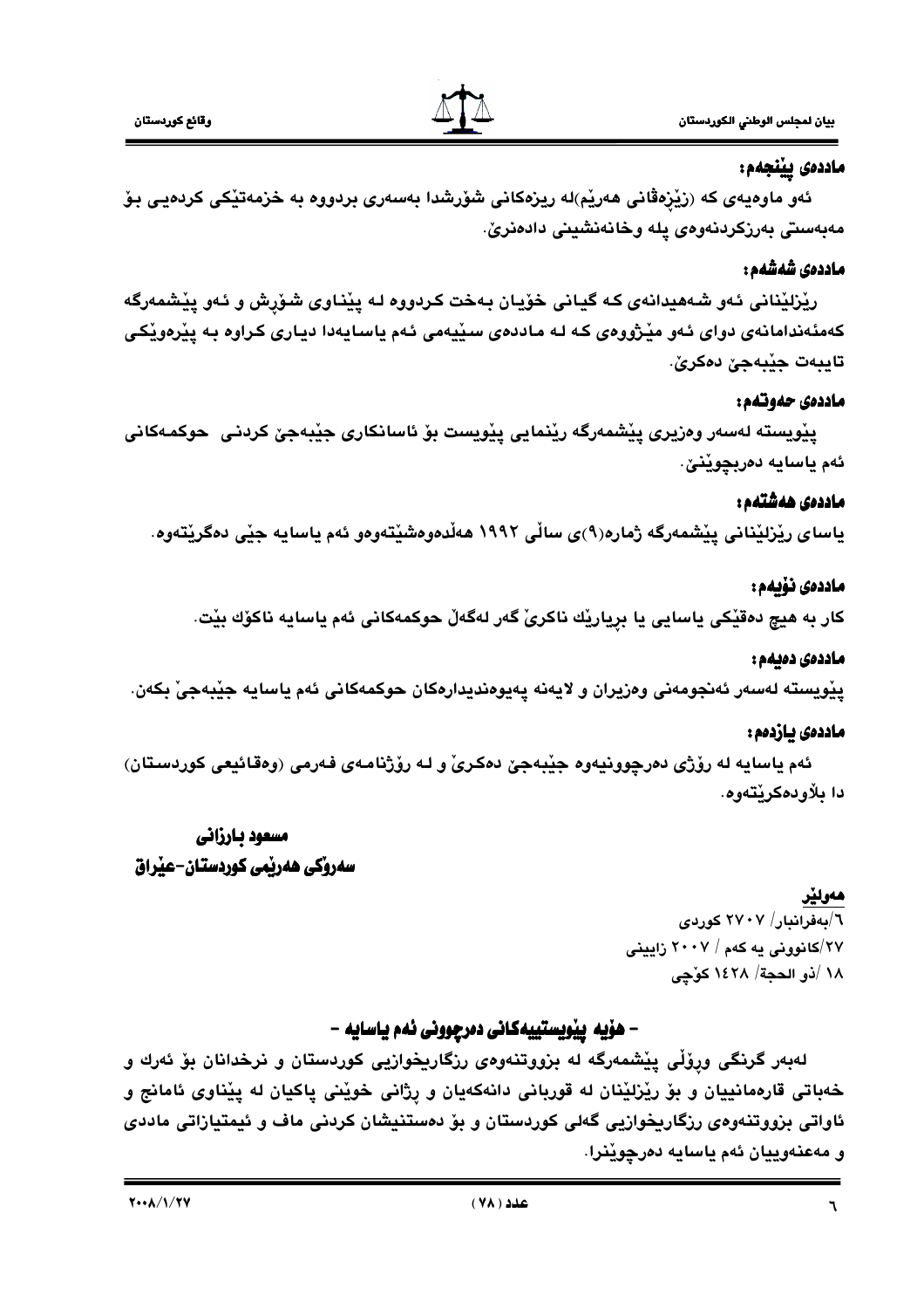## ماددەی پێنجەم:

ئەو ماوەیەی کە (زێرەڤانی هەرێم)لە ریزەکانی شۆڕشدا بەسەری بردووە بە خزمەتێکی کردەیی بۆ مەبەستی بەرزکردنەوەی پلە وخانەنشینی دادەنرێ.

## ماددەی شەشەم:

رێزلێنانی ئەو شەهیدانەی کە گیانی خۆیان بەخت کردووە لە پێناوی شۆڕش و ئەو پێشمەرگە کەمئەندامانەی دوای ئەو مێژووەی کە لە ماددەی سێیەمی ئەم یاسایەدا دیاری کراوە بە پێرەوێکی تایبەت جێبەجێ دەکرێ.

## ماددەی حەوتەم:

پێویستە لەسەر وەزیری پێشمەرگە رێنمایی پێویست بۆ ئاسانکاری جێبەجێ کردنی حوکمەکانی ئەم یاسایە دەربچوێنێ.

## ماددەی هەشتەم:

یاسای رێزلێنانی پێشمەرگە ژمارە(٩)ی ساڵی ١٩٩٢ هەڵدەوەشێتەوەو ئەم یاسایە جێی دەگرێتەوە.

## ماددەی نۆیەم:

کار بە هیچ دەقێکی یاسایی یا بڕیارێك ناکرێ گەر لەگەڵ حوکمەکانی ئەم یاسایە ناکۆك بێت.

## ماددەی دەیەم:

پێویستە لەسەر ئەنجومەنی وەزیران و لایەنە پەیوەندیدارەکان حوکمەکانی ئەم یاسایە جێبەجێ بکەن.

## ماددەی یازدەم:

ئەم یاسایە لە رۆژی دەرچوونیەوە جێبەجێ دەکرێ و لە رۆژنامەی فەرمی (وەقائیعی کوردستان) دا بڵاودەکرێتەوە.

**مسعود بارزانی**

**سەرۆکی هەرێمی کوردستان-عێراق**

**هەولێر**

٦/بەفرانبار/ ٢٧٠٧ کوردی

٢٧/کانوونی یە کەم / ٢٠٠٧ زایینی

١٨ /ذو الحجة/ ١٤٢٨ کۆچی

## - هۆیە پێویستییەکانی دەرچوونی ئەم یاسایە -

لەبەر گرنگی ورۆڵی پێشمەرگە لە بزووتنەوەی رزگاریخوازیی کوردستان و نرخدانان بۆ ئەرك و خەباتی قارەمانییان و بۆ رێزلێنان لە قوربانی دانەکەیان و رژانی خوێنی پاکیان لە پێناوی ئامانج و ئاواتی بزووتنەوەی رزگاریخوازیی گەلی کوردستان و بۆ دەستنیشان کردنی ماف و ئیمتیازاتی ماددی و مەعنەوییان ئەم یاسایە دەرچوێنرا.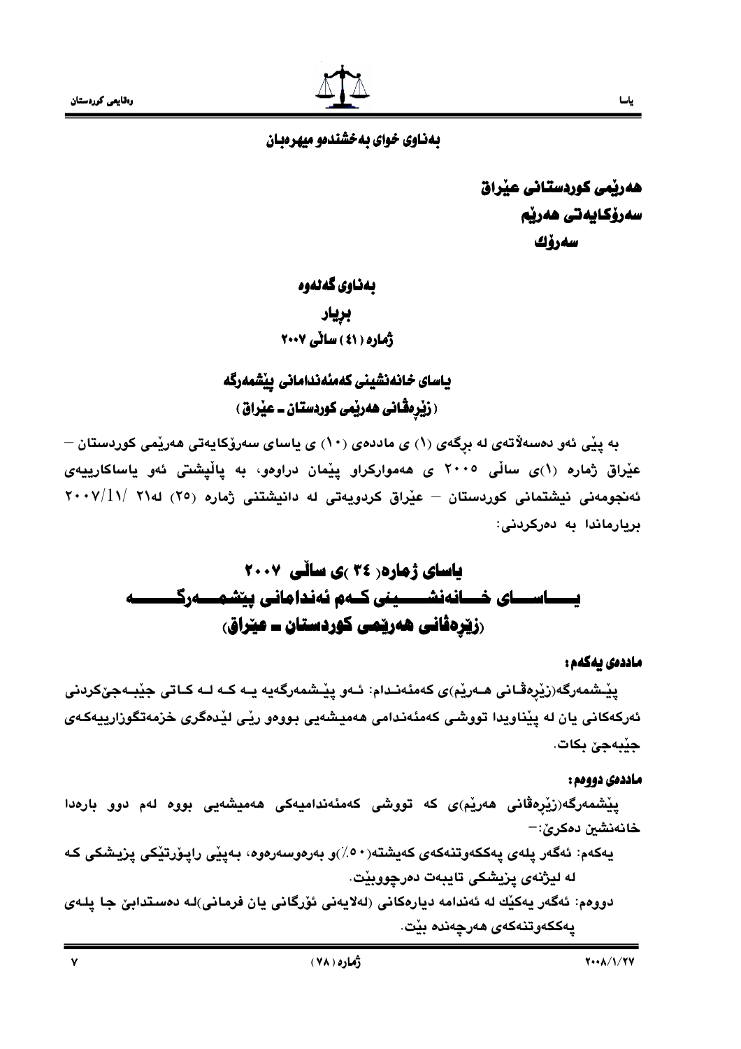بەناوی خوای بەخشندەو میهرەبان

**هەرێمی کوردستانی عێراق**
**سەرۆکایەتی هەرێم**
**سەرۆك**

**بەناوی گەلەوە**
**بڕیار**
**ژمارە (٤١) ساڵی ٢٠٠٧**

**یاسای خانەنشینی کەمئەندامانی پێشمەرگە**
**(زێرەڤانی هەرێمی کوردستان ـ عێراق)**

بە پێی ئەو دەسەڵاتەی لە بڕگەی (١) ی ماددەی (١٠) ی یاسای سەرۆکایەتی هەرێمی کوردستان – عێراق ژمارە (١)ی ساڵی ٢٠٠٥ ی هەموارکراو پێمان دراوەو، بە پاڵپشتی ئەو یاساکارییەی ئەنجومەنی نیشتمانی کوردستان – عێراق کردویەتی لە دانیشتنی ژمارە (٢٥) لە٢١ /١١/ ٢٠٠٧ بڕیارماندا بە دەرکردنی:

# یاسای ژمارە( ٣٤ )ی ساڵی ٢٠٠٧
# یاسای خانەنشینی کەم ئەندامانی پێشمەرگە
# (زێرەڤانی هەرێمی کوردستان ـ عێراق)

**ماددەی یەکەم:**

پێشمەرگە(زێرەڤانی هەرێم)ی کەمئەندام: ئەو پێشمەرگەیە یە کە لە کاتی جێبەجێکردنی ئەرکەکانی یان لە پێناویدا تووشی کەمئەندامی هەمیشەیی بووەو ڕێی لێدەگری خزمەتگوزارییەکەی جێبەجێ بکات.

**ماددەی دووەم:**

پێشمەرگە(زێرەڤانی هەرێم)ی کە تووشی کەمئەندامیەکی هەمیشەیی بووە لەم دوو بارەدا خانەنشین دەکرێ:–

یەکەم: ئەگەر پلەی پەککەوتنەکەی گەیشتە(٥٠٪)و بەرەوسەرەوە، بەپێی ڕاپۆرتێکی پزیشکی کە لە لیژنەی پزیشکی تایبەت دەرچووبێت.

دووەم: ئەگەر یەکێك لە ئەندامە دیارەکانی (لەلایەنی ئۆرگانی یان فرمانی)لە دەستدابێ جا پلەی پەککەوتنەکەی هەرچەندە بێت.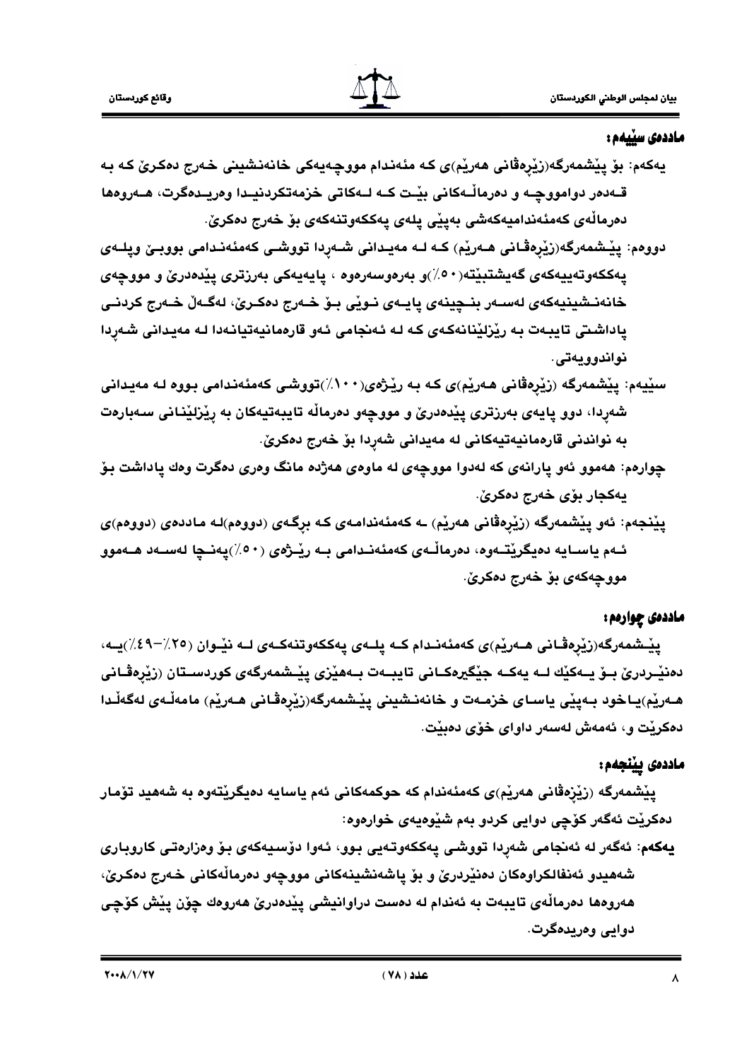## ماددەی سێیەم:

یەکەم: بۆ پێشمەرگە(زێرەڤانی هەرێم)ی کە مئەندام مووچەیەکی خانەنشینی خەرج دەکرێ کە بە قەدەر دواموچە و دەرماڵەکانی بێت کە لەکاتی خزمەتکردنیدا وەریدەگرت، هەروەها دەرماڵەی کەمئەندامیەکەشی بەپێی پلەی پەککەوتنەکەی بۆ خەرج دەکرێ.

دووەم: پێشمەرگە(زێرەڤانی هەرێم) کە لە مەیدانی شەڕدا تووشی کەمئەندامی بووبێ وپلەی پەککەوتەییەکەی گەیشتبێتە(٥٠٪)و بەرەوسەرەوە ، پایەیەکی بەرزتری پێدەدرێ و مووچەی خانەنشینیەکەی لەسەر بنچینەی پایەی نوێی بۆ خەرج دەکرێ، لەگەڵ خەرج کردنی پاداشتی تایبەت بە ڕێزلێنانەکەی کە لە ئەنجامی ئەو قارەمانیەتیانەدا لە مەیدانی شەڕدا نواندوویەتی.

سێیەم: پێشمەرگە (زێرەڤانی هەرێم)ی کە بە ڕێژەی(١٠٠٪)تووشی کەمئەندامی بووە لە مەیدانی شەڕدا، دوو پایەی بەرزتری پێدەدرێ و مووچەو دەرماڵە تایبەتیەکان بە ڕێزلێنانی سەبارەت بە نواندنی قارەمانیەتیەکانی لە مەیدانی شەڕدا بۆ خەرج دەکرێ.

چوارەم: هەموو ئەو پارانەی کە لەدوا مووچەی لە ماوەی هەژدە مانگ وەری دەگرت وەك پاداشت بۆ یەکجار بۆی خەرج دەکرێ.

پێنجەم: ئەو پێشمەرگە (زێرەڤانی هەرێم) ـە کەمئەندامەی کە برگەی (دووەم)لە ماددەی (دووەم)ی ئەم یاسایە دەیگرێتەوە، دەرماڵەی کەمئەندامی بە ڕێژەی (٥٠٪)پەنجا لەسەد هەموو مووچەکەی بۆ خەرج دەکرێ.

## ماددەی چوارەم:

پێشمەرگە(زێرەڤانی هەرێم)ی کەمئەندام کە پلەی پەککەوتنەکەی لە نێوان (٢٥٪-٤٩٪)یە، دەنێردرێ بۆ یەکێك لە یەکە جێگیرەکانی تایبەت بەهێزی پێشمەرگەی کوردستان (زێرەڤانی هەرێم)یاخود بەپێی یاسای خزمەت و خانەنشینی پێشمەرگە(زێرەڤانی هەرێم) مامەڵەی لەگەڵدا دەکرێت و، ئەمەش لەسەر داوای خۆی دەبێت.

## ماددەی پێنجەم:

پێشمەرگە (زێرەڤانی هەرێم)ی کەمئەندام کە حوکمەکانی ئەم یاسایە دەیگرێتەوە بە شەهید تۆمار دەکرێت ئەگەر کۆچی دوایی کردو بەم شێوەیەی خوارەوە:

**یەکەم**: ئەگەر لە ئەنجامی شەڕدا تووشی پەککەوتەیی بوو، ئەوا دۆسیەکەی بۆ وەزارەتی کاروباری شەهیدو ئەنفالکراوەکان دەنێردرێ و بۆ پاشەنشینەکانی مووچەو دەرماڵەکانی خەرج دەکرێ، هەروەها دەرماڵەی تایبەت بە ئەندام لە دەست دراوانیشی پێدەدرێ هەروەك چۆن پێش کۆچی دوایی وەریدەگرت.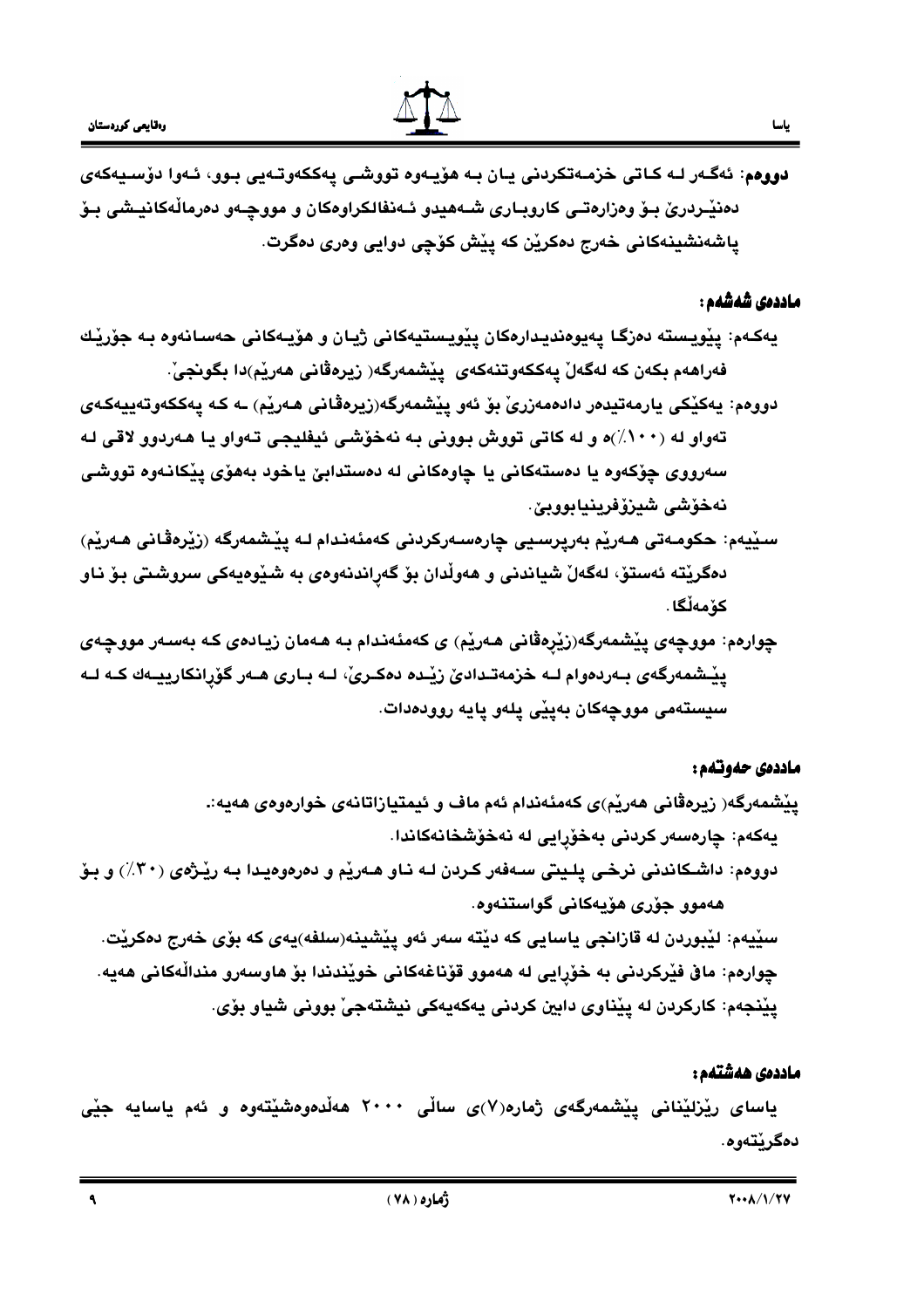**دووەم**: ئەگەر لە کاتی خزمەتکردنی یان بە هۆیەوە تووشی پەککەوتەیی بوو، ئەوا دۆسیەکەی دەنێردرێ بۆ وەزارەتی کاروباری شەهیدو ئەنفالکراوەکان و مووچەو دەرماڵەکانیشی بۆ پاشەنشینەکانی خەرج دەکرێن کە پێش کۆچی دوایی وەری دەگرت.

### ماددەی شەشەم:

یەکەم: پێویستە دەزگا پەیوەندیدارەکان پێویستیەکانی ژیان و هۆیەکانی حەسانەوە بە جۆرێك فەراهەم بکەن کە لەگەڵ پەککەوتنەکەی پێشمەرگە( زیرەڤانی هەرێم)دا بگونجێ.

دووەم: یەکێکی یارمەتیدەر دادەمەزرێ بۆ ئەو پێشمەرگە(زیرەڤانی هەرێم) ـە کە پەککەوتەییەکەی تەواو لە (١٠٠٪)ە و لە کاتی تووش بوونی بە نەخۆشی ئیفلیجی تەواو یا هەردوو لاقی لە سەرووی چۆکەوە یا دەستەکانی یا چاوەکانی لە دەستدابێ یاخود بەهۆی پێکانەوە تووشی نەخۆشی شیزۆفرینیابووبێ.

سێیەم: حکومەتی هەرێم بەرپرسیی چارەسەرکردنی کەمئەندام لە پێشمەرگە (زێرەڤانی هەرێم) دەگرێتە ئەستۆ، لەگەڵ شیاندنی و هەوڵدان بۆ گەڕاندنەوەی بە شێوەیەکی سروشتی بۆ ناو کۆمەڵگا.

چوارەم: مووچەی پێشمەرگە(زێرەڤانی هەرێم) ی کەمئەندام بە هەمان زیادەی کە بەسەر مووچەی پێشمەرگەی بەردەوام لە خزمەتدادێ زێدە دەکرێ، لە باری هەر گۆڕانکارییەك کە لە سیستەمی مووچەکان بەپێی پلەو پایە روودەدات.

### ماددەی حەوتەم:

پێشمەرگە( زیرەڤانی هەرێم)ی کەمئەندام ئەم ماف و ئیمتیازاتانەی خوارەوەی هەیە:.

یەکەم: چارەسەر کردنی بەخۆڕایی لە نەخۆشخانەکاندا.

دووەم: داشکاندنی نرخی پلیتی سەفەر کردن لە ناو هەرێم و دەرەوەیدا بە رێژەی (٣٠٪) و بۆ هەموو جۆری هۆیەکانی گواستنەوە.

سێیەم: لێبوردن لە قازانجی یاسایی کە دێتە سەر ئەو پێشینە(سلفە)یەی کە بۆی خەرج دەکرێت.

چوارەم: ماق فێرکردنی بە خۆڕایی لە هەموو قۆناغەکانی خوێندندا بۆ هاوسەرو منداڵەکانی هەیە.

پێنجەم: کارکردن لە پێناوی دابین کردنی یەکەیەکی نیشتەجێ بوونی شیاو بۆی.

### ماددەی هەشتەم:

یاسای رێزلێنانی پێشمەرگەی ژمارە(٧)ی ساڵی ٢٠٠٠ هەڵدەوەشێتەوە و ئەم یاسایە جێی دەگرێتەوە.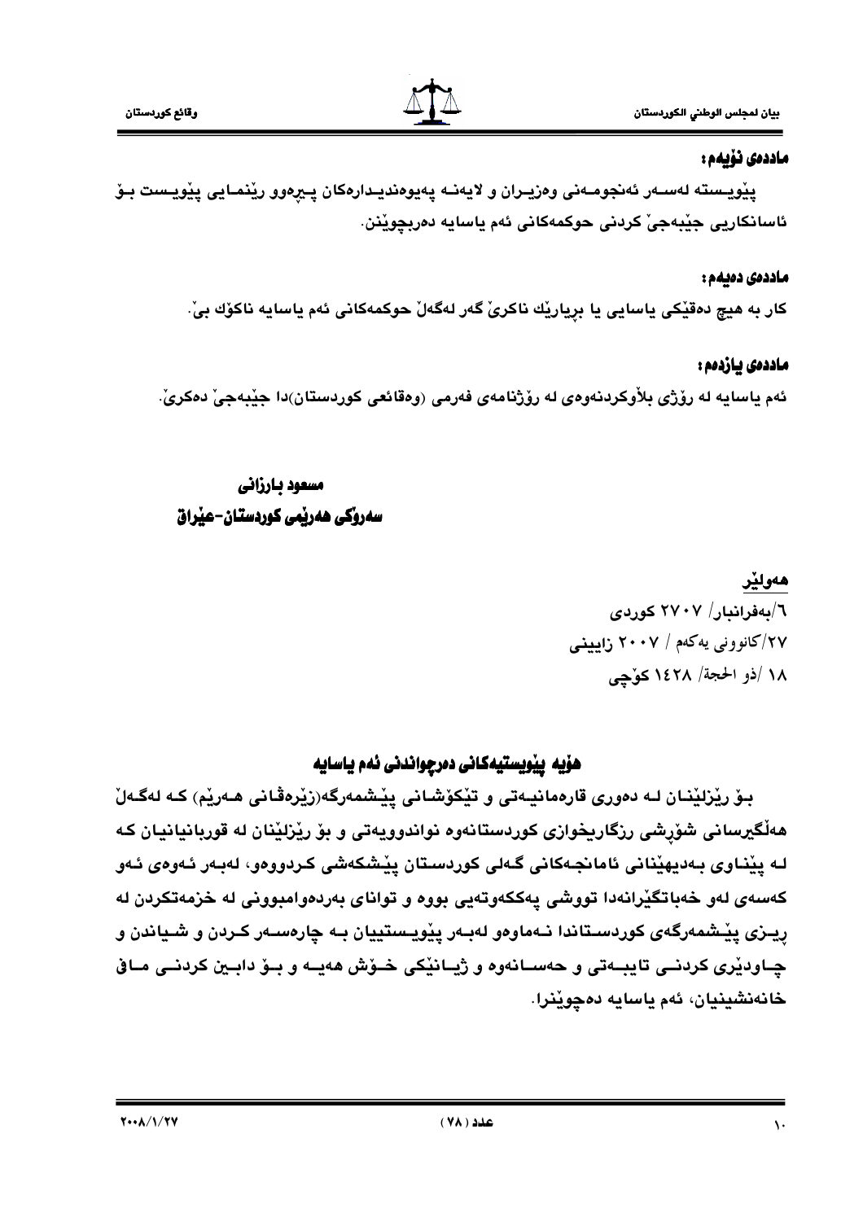### ماددەی نۆیەم:

پێویستە لەسەر ئەنجومەنی وەزیران و لایەنە پەیوەندیدارەکان پێڕەوو ڕێنمایی پێویست بۆ ئاسانکاریی جێبەجێ کردنی حوکمەکانی ئەم یاسایە دەربچوێنن.

### ماددەی دەیەم:

کار بە هیچ دەقێکی یاسایی یا بڕیارێك ناکرێ گەر لەگەڵ حوکمەکانی ئەم یاسایە ناکۆك بێ.

### ماددەی یازدەم:

ئەم یاسایە لە ڕۆژی بڵاوکردنەوەی لە ڕۆژنامەی فەرمی (وەقائعی کوردستان)دا جێبەجێ دەکرێ.

**مسعود بارزانی**

**سەرۆکی هەرێمی کوردستان-عێراق**

**هەولێر**

٦/بەفرانبار/ ٢٧٠٧ کوردی

٢٧/کانوونی یەکەم / ٢٠٠٧ زایینی

١٨ /ذو الحجة/ ١٤٢٨ کۆچی

## هۆیە پێویستیەکانی دەرچواندنی ئەم یاسایە

بۆ ڕێزلێنان لە دەوری قارەمانیەتی و تێکۆشانی پێشمەرگە(زێرەڤانی هەرێم) کە لەگەڵ هەڵگیرسانی شۆڕشی ڕزگاریخوازی کوردستانەوە نواندوویەتی و بۆ ڕێزلێنان لە قوربانیانیان کە لە پێناوی بەدیهێنانی ئامانجەکانی گەلی کوردستان پێشکەشی کردووەو، لەبەر ئەوەی ئەو کەسەی لەو خەباتگێڕانەدا تووشی پەککەوتەیی بووە و توانای بەردەوامبوونی لە خزمەتکردن لە ڕیزی پێشمەرگەی کوردستاندا نەماوەو لەبەر پێویستییان بە چارەسەر کردن و شیاندن و چاودێری کردنی تایبەتی و حەسانەوە و ژیانێکی خۆش هەیە و بۆ دابین کردنی مافی خانەنشینیان، ئەم یاسایە دەچوێنرا.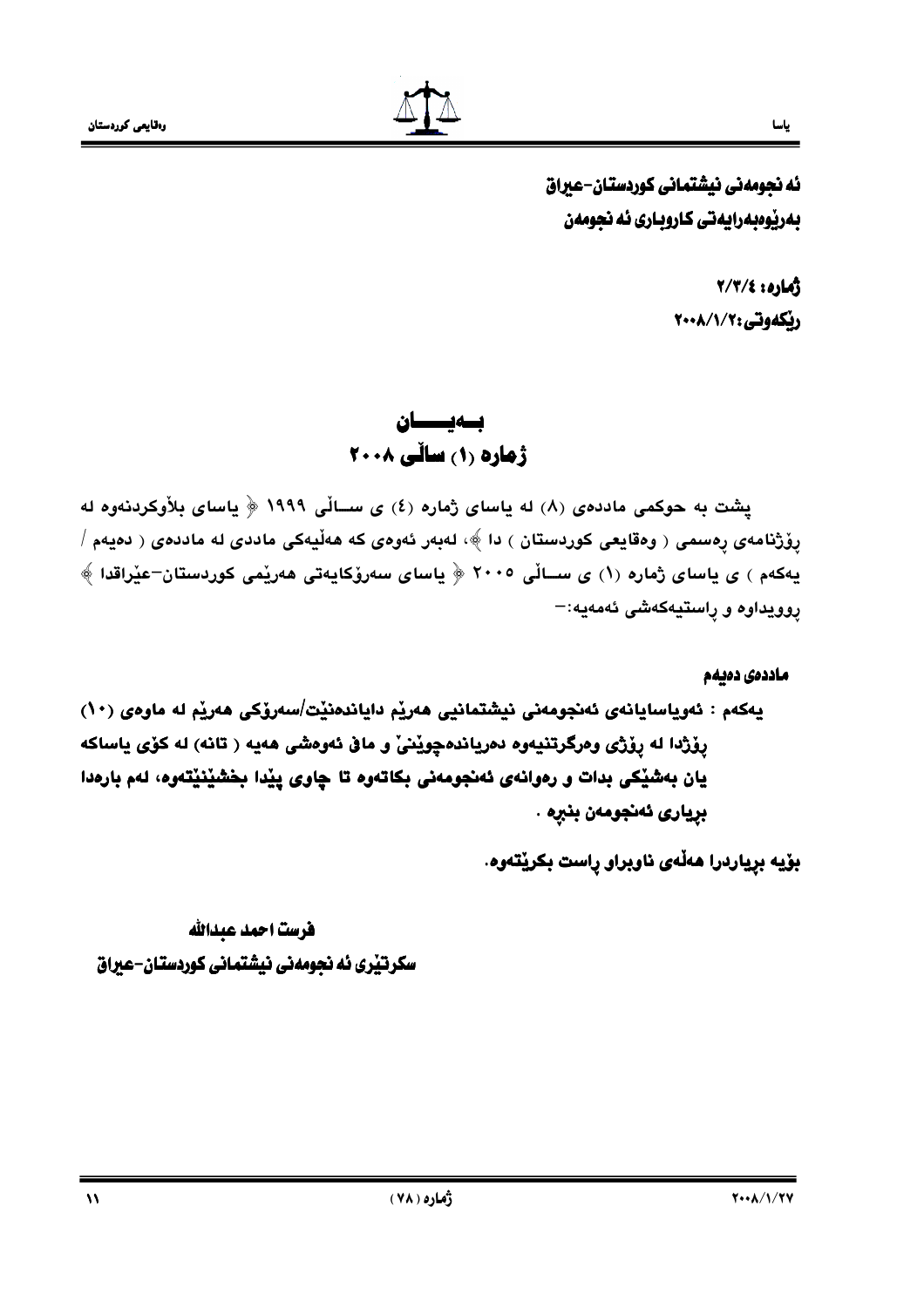**ئه نجومه نی نیشتمانی کوردستان-عیراق**
**بەڕێوەبەرایەتی کاروباری ئه نجومەن**

**ژمارە: ٢/٣/٤**
**ڕێکەوتی:٢٠٠٨/١/٢**

# بـــەیـــــــان
## ژمارە (١) ساڵی ٢٠٠٨

پشت بە حوکمی ماددەی (٨) لە یاسای ژمارە (٤) ی ســاڵی ١٩٩٩ ﴿ یاسای بلاّوکردنەوە لە ڕۆژنامەی ڕەسمی ( وەقایعی کوردستان ) دا ﴾، لەبەر ئەوەی کە هەڵیەکی ماددی لە ماددەی ( دەیەم / یەکەم ) ی یاسای ژمارە (١) ی ســاڵی ٢٠٠٥ ﴿ یاسای سەرۆکایەتی هەرێمی کوردستان–عێراقدا ﴾ ڕوویداوە و ڕاستیەکەشی ئەمەیە:–

**ماددەی دەیەم**

**یەکەم : ئەویاسایانەی ئەنجومەنی نیشتمانیی هەرێم دایاندەنێت/سەرۆکی هەرێم لە ماوەی (١٠) ڕۆژدا لە ڕۆژی وەرگرتنیەوە دەریاندەچوێنێ و مافی ئەوەشی هەیە ( تانە) لە کۆی یاساکە یان بەشێکی بدات و ڕەوانەی ئەنجومەنی بکاتەوە تا چاوی پێدا بخشێنێتەوە، لەم بارەدا بڕیاری ئەنجومەن بنبڕە .**

**بۆیە بڕیاردرا هەڵەی ناوبراو ڕاست بکرێتەوە.**

**فرست احمد عبدالله**
**سکرتێری ئه نجومەنی نیشتمانی کوردستان-عیراق**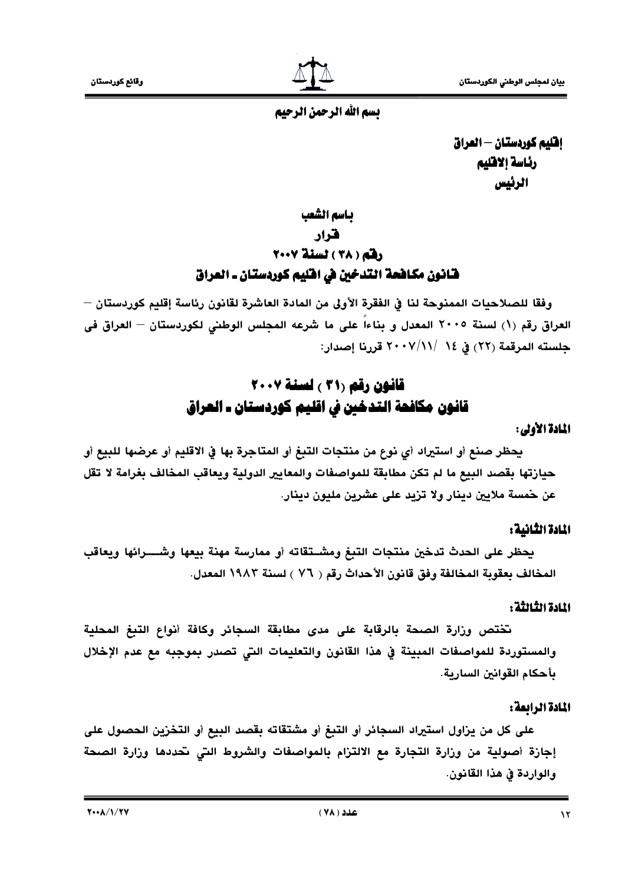بسم الله الرحمن الرحيم

**إقليم كوردستان – العراق**
**رئاسة الاقليم**
**الرئيس**

## باسم الشعب
## قرار
## رقم ( ٣٨ ) لسنة ٢٠٠٧
## قانون مكافحة التدخين في اقليم كوردستان ـ العراق

وفقا للصلاحيات الممنوحة لنا في الفقرة الأولى من المادة العاشرة لقانون رئاسة إقليم كوردستان – العراق رقم (١) لسنة ٢٠٠٥ المعدل و بناءاً على ما شرعه المجلس الوطني لكوردستان – العراق فى جلسته المرقمة (٢٢) في ١٤ /٢٠٠٧/١١ قررنا إصدار:

# قانون رقم (٣١ ) لسنة ٢٠٠٧
# قانون مكافحة التدخين في اقليم كوردستان ـ العراق

**المادة الأولى:**

يحظر صنع أو استيراد أي نوع من منتجات التبغ أو المتاجرة بها في الاقليم أو عرضها للبيع أو حيازتها بقصد البيع ما لم تكن مطابقة للمواصفات والمعايير الدولية ويعاقب المخالف بغرامة لا تقل عن خمسة ملايين دينار ولا تزيد على عشرين مليون دينار.

**المادة الثانية:**

يحظر على الحدث تدخين منتجات التبغ ومشتقاته أو ممارسة مهنة بيعها وشرائها ويعاقب المخالف بعقوبة المخالفة وفق قانون الأحداث رقم ( ٧٦ ) لسنة ١٩٨٣ المعدل.

**المادة الثالثة:**

تختص وزارة الصحة بالرقابة على مدى مطابقة السجائر وكافة أنواع التبغ المحلية والمستوردة للمواصفات المبينة في هذا القانون والتعليمات التي تصدر بموجبه مع عدم الإخلال بأحكام القوانين السارية.

**المادة الرابعة:**

على كل من يزاول استيراد السجائر أو التبغ أو مشتقاته بقصد البيع أو التخزين الحصول على إجازة أصولية من وزارة التجارة مع الالتزام بالمواصفات والشروط التي تحددها وزارة الصحة والواردة في هذا القانون.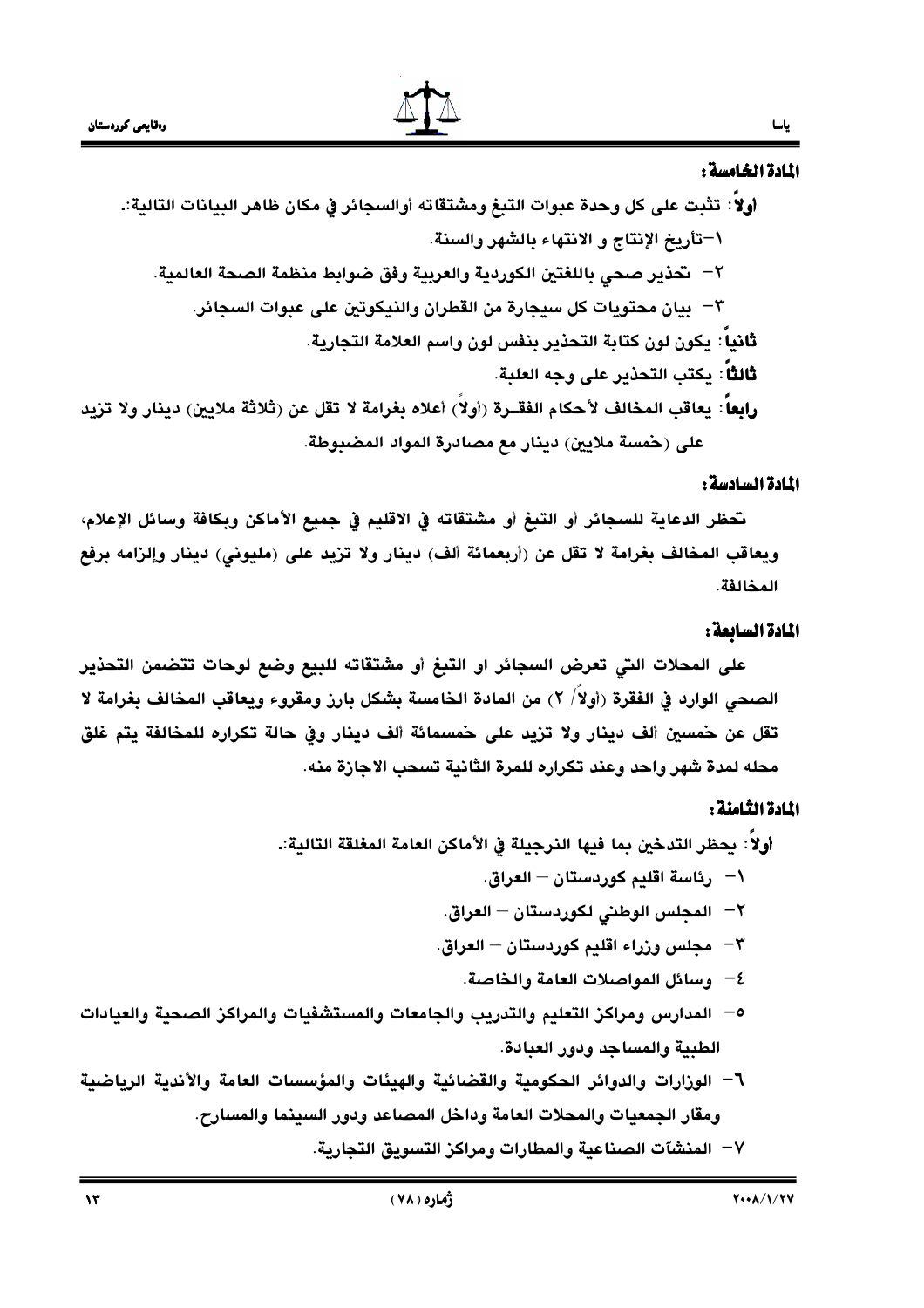## المادة الخامسة:

**أولاً**: تثبت على كل وحدة عبوات التبغ ومشتقاته أوالسجائر في مكان ظاهر البيانات التالية:.

١-تأريخ الإنتاج و الانتهاء بالشهر والسنة.

٢- تحذير صحي باللغتين الكوردية والعربية وفق ضوابط منظمة الصحة العالمية.

٣- بيان محتويات كل سيجارة من القطران والنيكوتين على عبوات السجائر.

**ثانياً**: يكون لون كتابة التحذير بنفس لون واسم العلامة التجارية.

**ثالثاً**: يكتب التحذير على وجه العلبة.

**رابعاً**: يعاقب المخالف لأحكام الفقـرة (أولاً) أعلاه بغرامة لا تقل عن (ثلاثة ملايين) دينار ولا تزيد على (خمسة ملايين) دينار مع مصادرة المواد المضبوطة.

## المادة السادسة:

تحظر الدعاية للسجائر أو التبغ أو مشتقاته في الاقليم في جميع الأماكن وبكافة وسائل الإعلام، ويعاقب المخالف بغرامة لا تقل عن (أربعمائة ألف) دينار ولا تزيد على (مليوني) دينار وإلزامه برفع المخالفة.

## المادة السابعة:

على المحلات التي تعرض السجائر او التبغ أو مشتقاته للبيع وضع لوحات تتضمن التحذير الصحي الوارد في الفقرة (أولاً/ ٢) من المادة الخامسة بشكل بارز ومقروء ويعاقب المخالف بغرامة لا تقل عن خمسين ألف دينار ولا تزيد على خمسمائة ألف دينار وفي حالة تكراره للمخالفة يتم غلق محله لمدة شهر واحد وعند تكراره للمرة الثانية تسحب الاجازة منه.

## المادة الثامنة:

**أولاً**: يحظر التدخين بما فيها النرجيلة في الأماكن العامة المغلقة التالية:.

١- رئاسة اقليم كوردستان – العراق.

٢- المجلس الوطني لكوردستان – العراق.

٣- مجلس وزراء اقليم كوردستان – العراق.

٤- وسائل المواصلات العامة والخاصة.

٥- المدارس ومراكز التعليم والتدريب والجامعات والمستشفيات والمراكز الصحية والعيادات الطبية والمساجد ودور العبادة.

٦- الوزارات والدوائر الحكومية والقضائية والهيئات والمؤسسات العامة والأندية الرياضية ومقار الجمعيات والمحلات العامة وداخل المصاعد ودور السينما والمسارح.

٧- المنشآت الصناعية والمطارات ومراكز التسويق التجارية.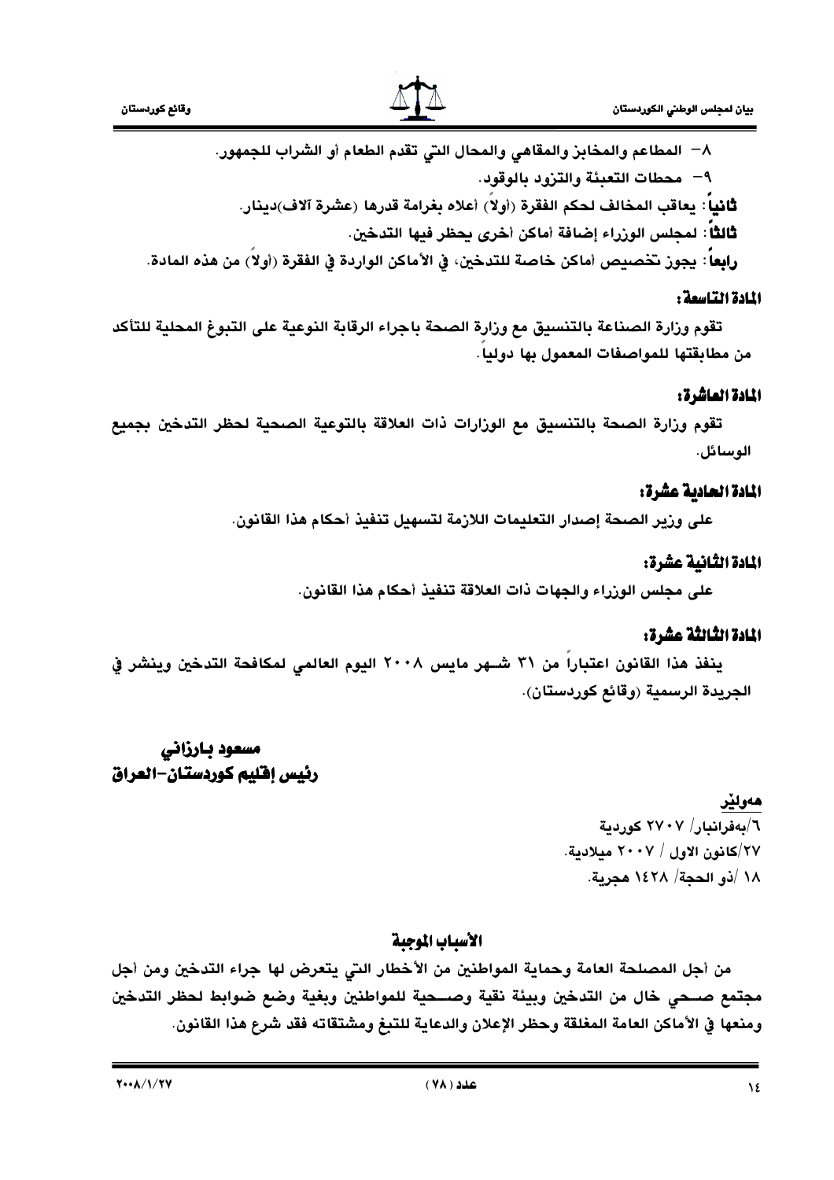٨- المطاعم والمخابز والمقاهي والمحال التي تقدم الطعام أو الشراب للجمهور.

٩- محطات التعبئة والتزود بالوقود.

**ثانياً**: يعاقب المخالف لحكم الفقرة (أولاً) أعلاه بغرامة قدرها (عشرة آلاف)دينار.

**ثالثاً**: لمجلس الوزراء إضافة أماكن أخرى يحظر فيها التدخين.

**رابعاً**: يجوز تخصيص أماكن خاصة للتدخين، في الأماكن الواردة في الفقرة (أولاً) من هذه المادة.

### المادة التاسعة:

تقوم وزارة الصناعة بالتنسيق مع وزارة الصحة باجراء الرقابة النوعية على التبوغ المحلية للتأكد من مطابقتها للمواصفات المعمول بها دولياً.

### المادة العاشرة:

تقوم وزارة الصحة بالتنسيق مع الوزارات ذات العلاقة بالتوعية الصحية لحظر التدخين بجميع الوسائل.

### المادة الحادية عشرة:

على وزير الصحة إصدار التعليمات اللازمة لتسهيل تنفيذ أحكام هذا القانون.

### المادة الثانية عشرة:

على مجلس الوزراء والجهات ذات العلاقة تنفيذ أحكام هذا القانون.

### المادة الثالثة عشرة:

ينفذ هذا القانون اعتباراً من ٣١ شـهر مايس ٢٠٠٨ اليوم العالمي لمكافحة التدخين وينشر في الجريدة الرسمية (وقائع كوردستان).

**مسعود بارزاني**
**رئيس إقليم كوردستان-العراق**

**هەولێر**
٦/بەفرانبار/ ٢٧٠٧ كوردية
٢٧/كانون الاول / ٢٠٠٧ ميلادية.
١٨ /ذو الحجة/ ١٤٢٨ هجرية.

### الأسباب الموجبة

من أجل المصلحة العامة وحماية المواطنين من الأخطار التي يتعرض لها جراء التدخين ومن أجل مجتمع صـحي خال من التدخين وبيئة نقية وصـحية للمواطنين وبغية وضع ضوابط لحظر التدخين ومنعها في الأماكن العامة المغلقة وحظر الإعلان والدعاية للتبغ ومشتقاته فقد شرع هذا القانون.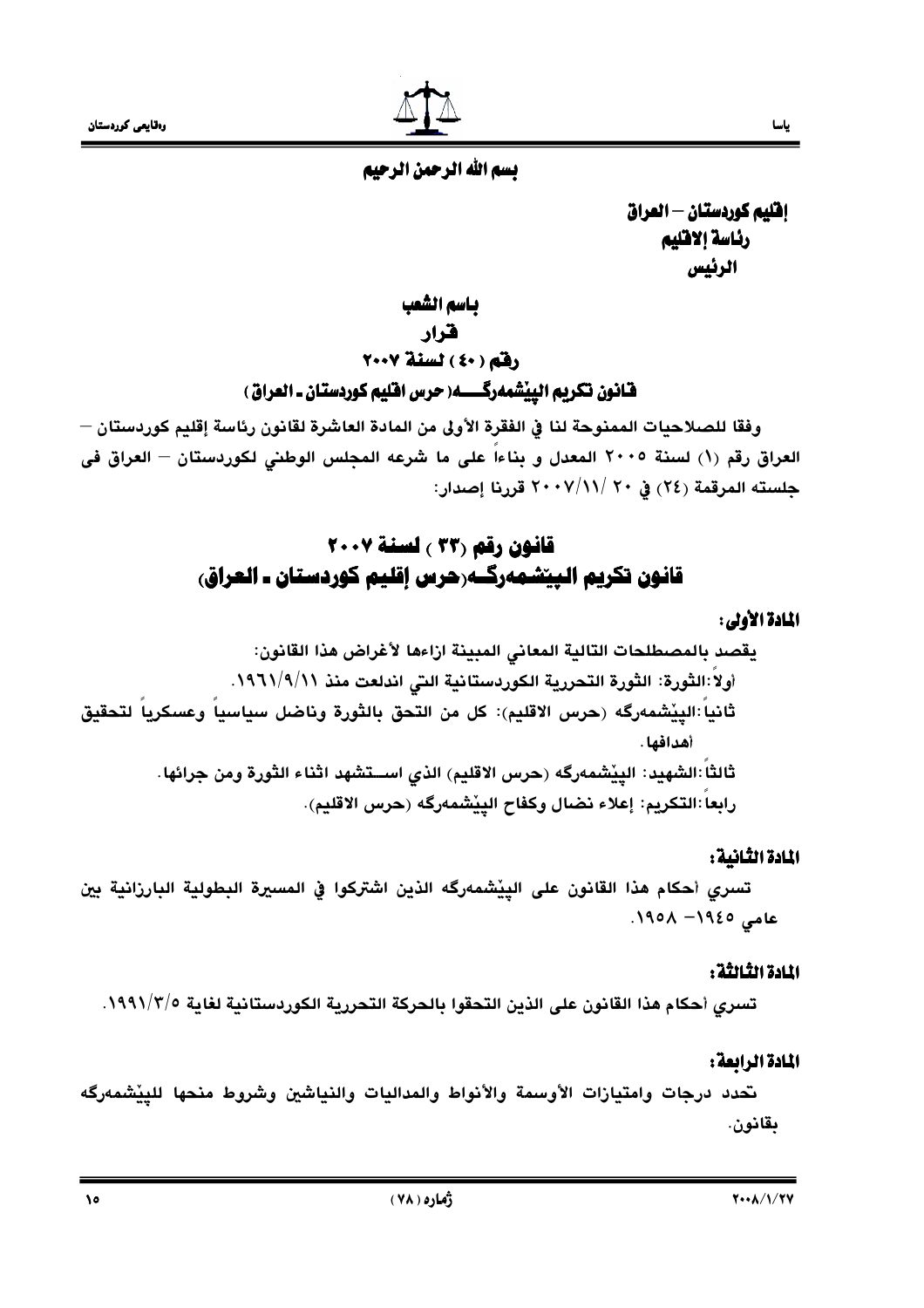بسم الله الرحمن الرحيم

**إقليم كوردستان – العراق**
**رئاسة الاقليم**
**الرئيس**

**باسم الشعب**
**قرار**
**رقم ( ٤٠ ) لسنة ٢٠٠٧**
**قانون تكريم البيْشمەرگــــه( حرس اقليم كوردستان ـ العراق )**

وفقا للصلاحيات الممنوحة لنا في الفقرة الأولى من المادة العاشرة لقانون رئاسة إقليم كوردستان – العراق رقم (١) لسنة ٢٠٠٥ المعدل و بناءاً على ما شرعه المجلس الوطني لكوردستان – العراق فى جلسته المرقمة (٢٤) في ٢٠ /٢٠٠٧/١١ قررنا إصدار:

## قانون رقم (٣٣ ) لسنة ٢٠٠٧
## قانون تكريم البيشمەرگــه(حرس إقليم كوردستان ـ العراق)

**المادة الأولى:**

يقصد بالمصطلحات التالية المعاني المبينة ازاءها لأغراض هذا القانون:

أولاً:الثورة: الثورة التحررية الكوردستانية التي اندلعت منذ ١٩٦١/٩/١١.

ثانياً:البيْشمەرگه (حرس الاقليم): كل من التحق بالثورة وناضل سياسياً وعسكرياً لتحقيق أهدافها.

ثالثاً:الشهيد: البيْشمەرگه (حرس الاقليم) الذي اســتشهد اثناء الثورة ومن جرائها.

رابعاً:التكريم: إعلاء نضال وكفاح البيْشمەرگه (حرس الاقليم).

**المادة الثانية:**

تسري أحكام هذا القانون على البيْشمەرگه الذين اشتركوا في المسيرة البطولية البارزانية بين عامي ١٩٤٥– ١٩٥٨.

**المادة الثالثة:**

تسري أحكام هذا القانون على الذين التحقوا بالحركة التحررية الكوردستانية لغاية ١٩٩١/٣/٥.

**المادة الرابعة:**

تحدد درجات وامتيازات الأوسمة والأنواط والمداليات والنياشين وشروط منحها للبيْشمەرگه بقانون.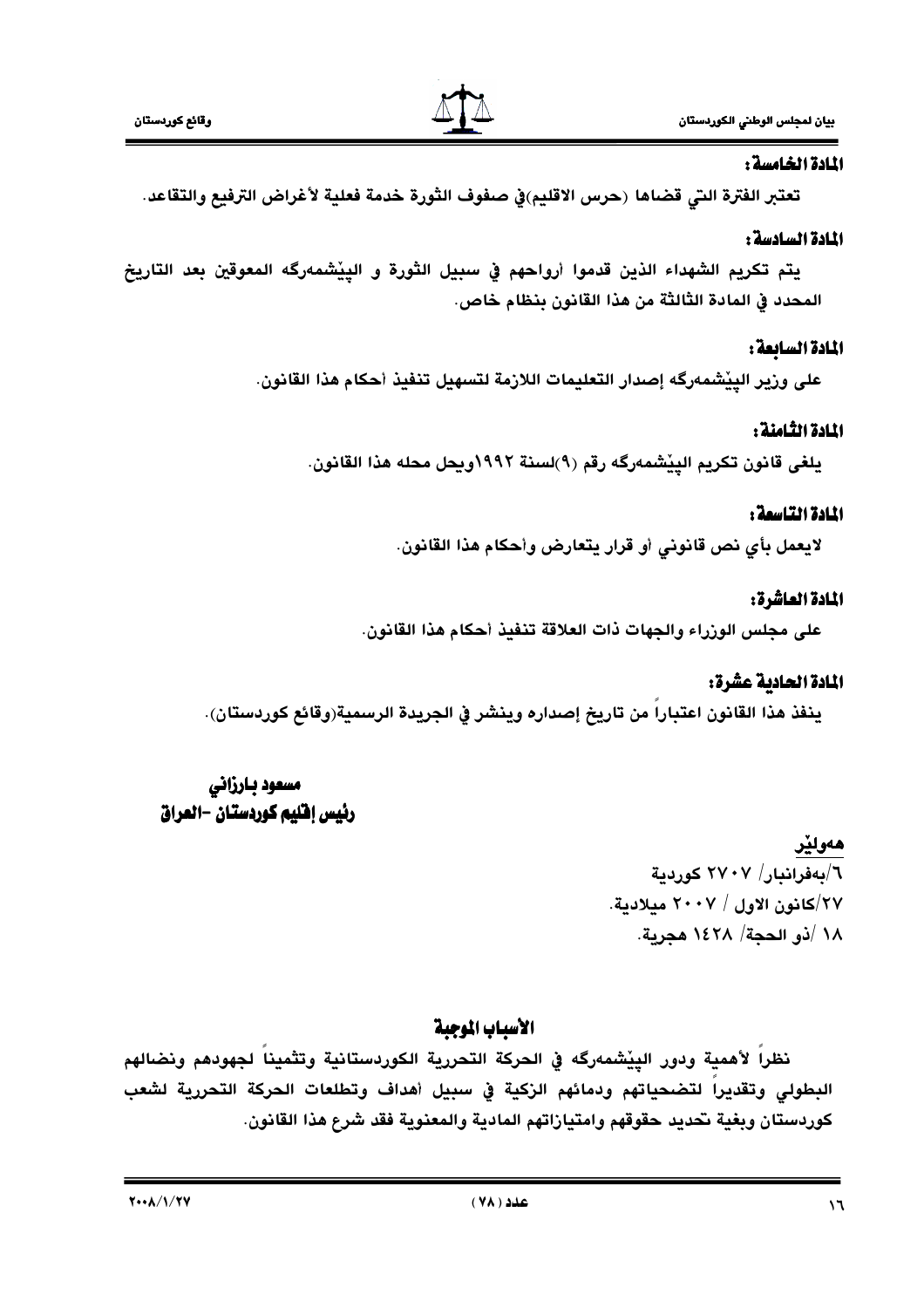### المادة الخامسة:

تعتبر الفترة التي قضاها (حرس الاقليم)في صفوف الثورة خدمة فعلية لأغراض الترفيع والتقاعد.

### المادة السادسة:

يتم تكريم الشهداء الذين قدموا أرواحهم في سبيل الثورة و البيْشمەرگە المعوقين بعد التاريخ المحدد في المادة الثالثة من هذا القانون بنظام خاص.

### المادة السابعة:

على وزير البيْشمەرگە إصدار التعليمات اللازمة لتسهيل تنفيذ أحكام هذا القانون.

### المادة الثامنة:

يلغى قانون تكريم البيْشمەرگە رقم (٩)لسنة ١٩٩٢ويحل محله هذا القانون.

### المادة التاسعة:

لايعمل بأي نص قانوني أو قرار يتعارض وأحكام هذا القانون.

### المادة العاشرة:

على مجلس الوزراء والجهات ذات العلاقة تنفيذ أحكام هذا القانون.

### المادة الحادية عشرة:

ينفذ هذا القانون اعتباراً من تاريخ إصداره وينشر في الجريدة الرسمية(وقائع كوردستان).

**مسعود بارزاني**
**رئيس إقليم كوردستان -العراق**

**هەولێر**
٦/بەفرانبار/ ٢٧٠٧ كوردية
٢٧/كانون الاول / ٢٠٠٧ ميلادية.
١٨ /ذو الحجة/ ١٤٢٨ هجرية.

## الأسباب الموجبة

نظراً لأهمية ودور البيْشمەرگە في الحركة التحررية الكوردستانية وتثميناً لجهودهم ونضالهم البطولي وتقديراً لتضحياتهم ودمائهم الزكية في سبيل أهداف وتطلعات الحركة التحررية لشعب كوردستان وبغية تحديد حقوقهم وامتيازاتهم المادية والمعنوية فقد شرع هذا القانون.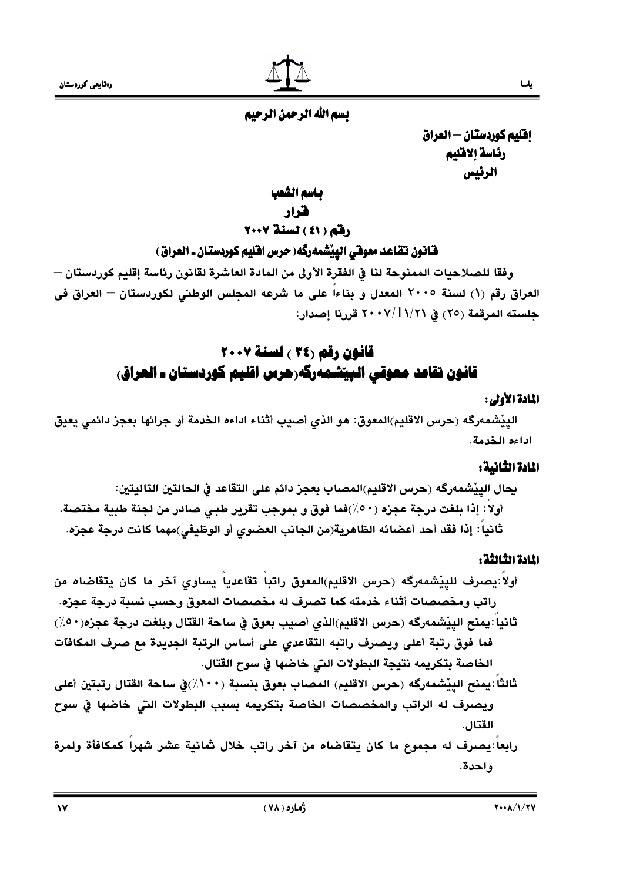بسم الله الرحمن الرحيم

**إقليم كوردستان – العراق**
**رئاسة الاقليم**
**الرئيس**

**باسم الشعب**

**قرار**

**رقم ( ٤١ ) لسنة ٢٠٠٧**

**قانون تقاعد معوقي البيْشمەرگە( حرس اقليم كوردستان ـ العراق )**

وفقا للصلاحيات الممنوحة لنا في الفقرة الأولى من المادة العاشرة لقانون رئاسة إقليم كوردستان – العراق رقم (١) لسنة ٢٠٠٥ المعدل و بناءاً على ما شرعه المجلس الوطني لكوردستان – العراق في جلسته المرقمة (٢٥) في ٢٠٠٧/١١/٢١ قررنا إصدار:

# قانون رقم (٣٤ ) لسنة ٢٠٠٧
# قانون تقاعد معوقي البيْشمەرگە(حرس اقليم كوردستان ـ العراق)

**المادة الأولى:**

البيْشمەرگە (حرس الاقليم)المعوق: هو الذي أصيب أثناء اداءه الخدمة أو جرائها بعجز دائمي يعيق اداءه الخدمة.

**المادة الثانية:**

يحال البيْشمەرگە (حرس الاقليم)المصاب بعجز دائم على التقاعد في الحالتين التاليتين:

أولاً: إذا بلغت درجة عجزه (٥٠٪)فما فوق و بموجب تقرير طبي صادر من لجنة طبية مختصة.

ثانياً: إذا فقد أحد أعضائه الظاهرية(من الجانب العضوي أو الوظيفي)مهما كانت درجة عجزه.

**المادة الثالثة:**

أولاً:يصرف للبيْشمەرگە (حرس الاقليم)المعوق راتباً تقاعدياً يساوي آخر ما كان يتقاضاه من راتب ومخصصات أثناء خدمته كما تصرف له مخصصات المعوق وحسب نسبة درجة عجزه.

ثانياً:يمنح البيْشمەرگە (حرس الاقليم)الذي أصيب بعوق في ساحة القتال وبلغت درجة عجزه(٥٠٪) فما فوق رتبة أعلى ويصرف راتبه التقاعدي على أساس الرتبة الجديدة مع صرف المكافآت الخاصة بتكريمه نتيجة البطولات التي خاضها في سوح القتال.

ثالثاً:يمنح البيْشمەرگە (حرس الاقليم) المصاب بعوق بنسبة (١٠٠٪)في ساحة القتال رتبتين أعلى ويصرف له الراتب والمخصصات الخاصة بتكريمه بسبب البطولات التي خاضها في سوح القتال.

رابعاً:يصرف له مجموع ما كان يتقاضاه من آخر راتب خلال ثمانية عشر شهراً كمكافأة ولمرة واحدة.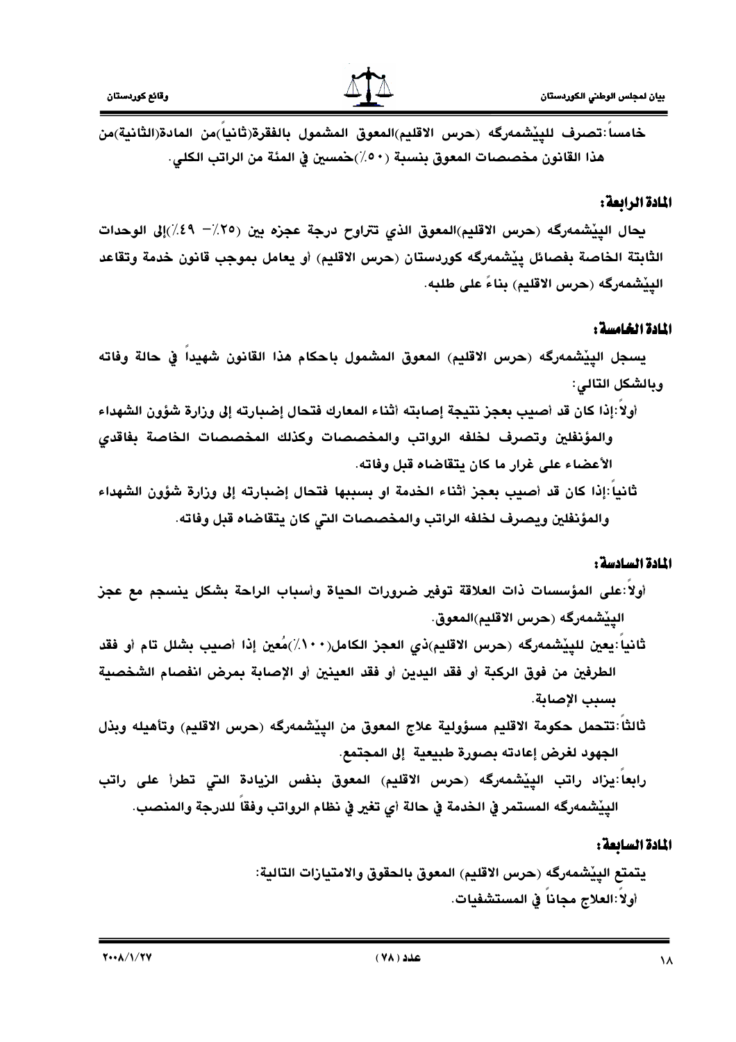خامساً:تصرف للپێشمەرگە (حرس الاقليم)المعوق المشمول بالفقرة(ثانياً)من المادة(الثانية)من هذا القانون مخصصات المعوق بنسبة (٥٠٪)خمسين في المئة من الراتب الكلي.

### المادة الرابعة:

يحال الپێشمەرگە (حرس الاقليم)المعوق الذي تتراوح درجة عجزه بين (٢٥٪– ٤٩٪)إلى الوحدات الثابتة الخاصة بفصائل پێشمەرگە كوردستان (حرس الاقليم) أو يعامل بموجب قانون خدمة وتقاعد الپێشمەرگە (حرس الاقليم) بناءً على طلبه.

### المادة الخامسة:

يسجل الپێشمەرگە (حرس الاقليم) المعوق المشمول باحكام هذا القانون شهيداً في حالة وفاته وبالشكل التالي:

أولاً:إذا كان قد أصيب بعجز نتيجة إصابته أثناء المعارك فتحال إضبارته إلى وزارة شؤون الشهداء والمؤنفلين وتصرف لخلفه الرواتب والمخصصات وكذلك المخصصات الخاصة بفاقدي الأعضاء على غرار ما كان يتقاضاه قبل وفاته.

ثانياً:إذا كان قد أصيب بعجز أثناء الخدمة او بسببها فتحال إضبارته إلى وزارة شؤون الشهداء والمؤنفلين ويصرف لخلفه الراتب والمخصصات التي كان يتقاضاه قبل وفاته.

### المادة السادسة:

أولاً:على المؤسسات ذات العلاقة توفير ضرورات الحياة وأسباب الراحة بشكل ينسجم مع عجز الپێشمەرگە (حرس الاقليم)المعوق.

ثانياً:يعين للپێشمەرگە (حرس الاقليم)ذي العجز الكامل(١٠٠٪)مُعين إذا أصيب بشلل تام أو فقد الطرفين من فوق الركبة أو فقد اليدين أو فقد العينين أو الإصابة بمرض انفصام الشخصية بسبب الإصابة.

ثالثاً:تتحمل حكومة الاقليم مسؤولية علاج المعوق من الپێشمەرگە (حرس الاقليم) وتأهيله وبذل الجهود لغرض إعادته بصورة طبيعية إلى المجتمع.

رابعاً:يزاد راتب الپێشمەرگە (حرس الاقليم) المعوق بنفس الزيادة التي تطرأ على راتب الپێشمەرگە المستمر في الخدمة في حالة أي تغير في نظام الرواتب وفقاً للدرجة والمنصب.

### المادة السابعة:

يتمتع الپێشمەرگە (حرس الاقليم) المعوق بالحقوق والامتيازات التالية:

أولاً:العلاج مجاناً في المستشفيات.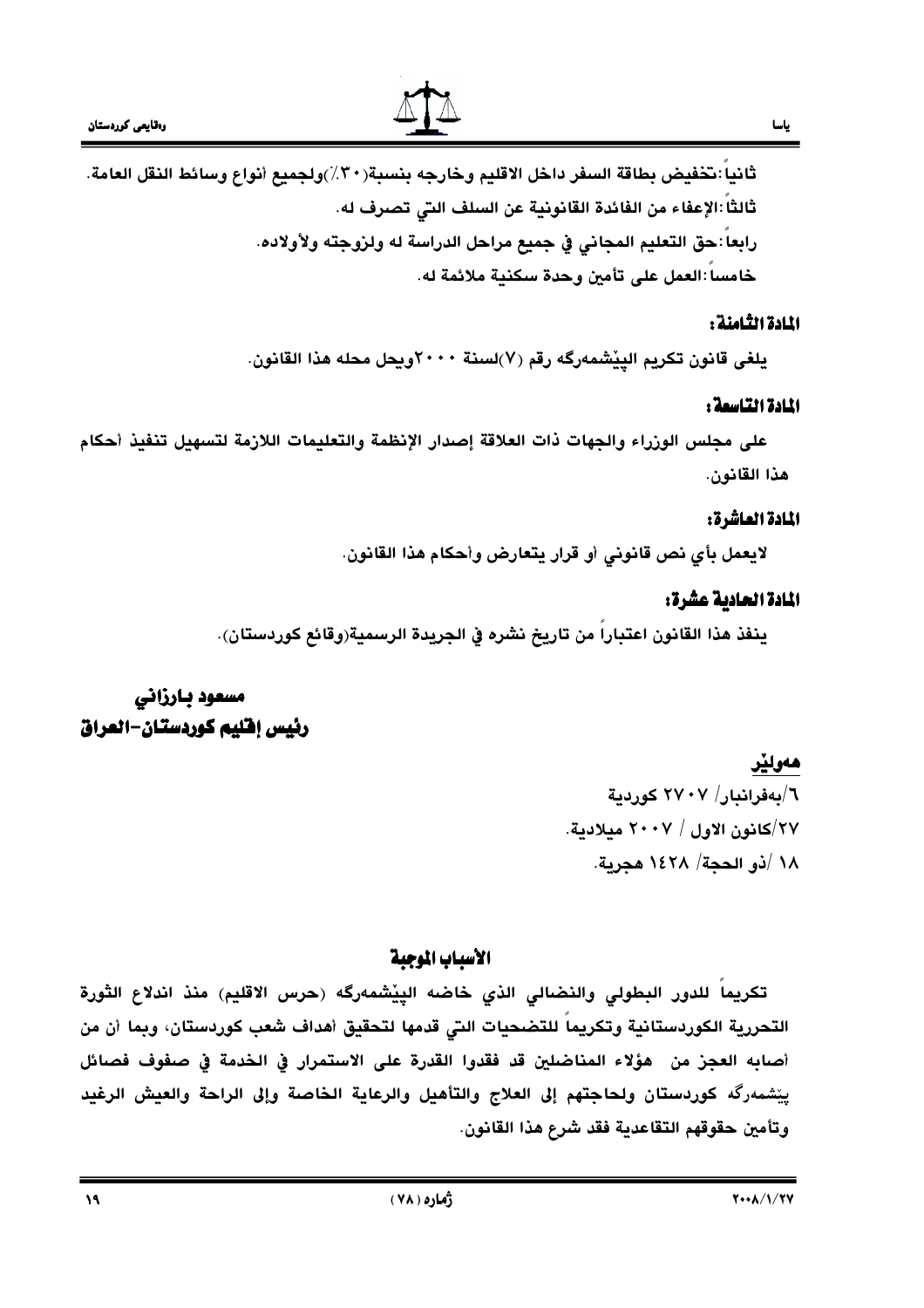ثانياً:تخفيض بطاقة السفر داخل الاقليم وخارجه بنسبة(٣٠٪)ولجميع أنواع وسائط النقل العامة.

ثالثاً:الإعفاء من الفائدة القانونية عن السلف التي تصرف له.

رابعاً:حق التعليم المجاني في جميع مراحل الدراسة له ولزوجته ولأولاده.

خامساً:العمل على تأمين وحدة سكنية ملائمة له.

### المادة الثامنة:

يلغى قانون تكريم البيْشمەرگە رقم (٧)لسنة ٢٠٠٠ويحل محله هذا القانون.

### المادة التاسعة:

على مجلس الوزراء والجهات ذات العلاقة إصدار الإنظمة والتعليمات اللازمة لتسهيل تنفيذ أحكام هذا القانون.

### المادة العاشرة:

لايعمل بأي نص قانوني أو قرار يتعارض وأحكام هذا القانون.

### المادة الحادية عشرة:

ينفذ هذا القانون اعتباراً من تاريخ نشره في الجريدة الرسمية(وقائع كوردستان).

**مسعود بارزاني**
**رئيس إقليم كوردستان-العراق**

**هەولێر**

٦/بەفرانبار/ ٢٧٠٧ كوردية

٢٧/كانون الاول / ٢٠٠٧ ميلادية.

١٨ /ذو الحجة/ ١٤٢٨ هجرية.

## الأسباب الموجبة

تكريماً للدور البطولي والنضالي الذي خاضه البيْشمەرگە (حرس الاقليم) منذ اندلاع الثورة التحررية الكوردستانية وتكريماً للتضحيات التي قدمها لتحقيق أهداف شعب كوردستان، وبما أن من أصابه العجز من هؤلاء المناضلين قد فقدوا القدرة على الاستمرار في الخدمة في صفوف فصائل پێشمەرگە كوردستان ولحاجتهم إلى العلاج والتأهيل والرعاية الخاصة وإلى الراحة والعيش الرغيد وتأمين حقوقهم التقاعدية فقد شرع هذا القانون.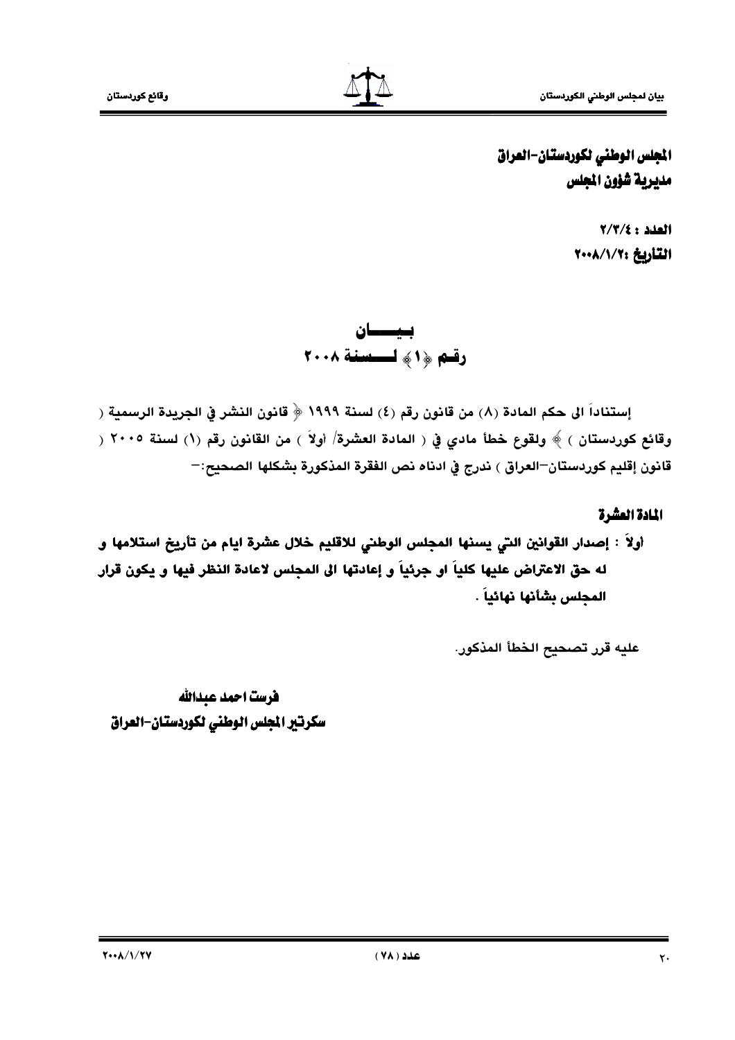**المجلس الوطني لكوردستان-العراق**
**مديرية شؤون المجلس**

**العدد : ٢/٣/٤**
**التاريخ :٢٠٠٨/١/٢**

# بيـــــان
# رقـم ﴿١﴾ لـــــسنة ٢٠٠٨

إستناداً الى حكم المادة (٨) من قانون رقم (٤) لسنة ١٩٩٩ ﴿ قانون النشر في الجريدة الرسمية ( وقائع كوردستان ) ﴾ ولقوع خطأ مادي في ( المادة العشرة/ أولاً ) من القانون رقم (١) لسنة ٢٠٠٥ ( قانون إقليم كوردستان-العراق ) ندرج في ادناه نص الفقرة المذكورة بشكلها الصحيح:-

**المادة العشرة**

**أولاً : إصدار القوانين التي يسنها المجلس الوطني للاقليم خلال عشرة ايام من تأريخ استلامها و له حق الاعتراض عليها كلياً او جرئياً و إعادتها الى المجلس لاعادة النظر فيها و يكون قرار المجلس بشأنها نهائياً .**

عليه قرر تصحيح الخطأ المذكور.

**فرست احمد عبدالله**
**سكرتير المجلس الوطني لكوردستان-العراق**